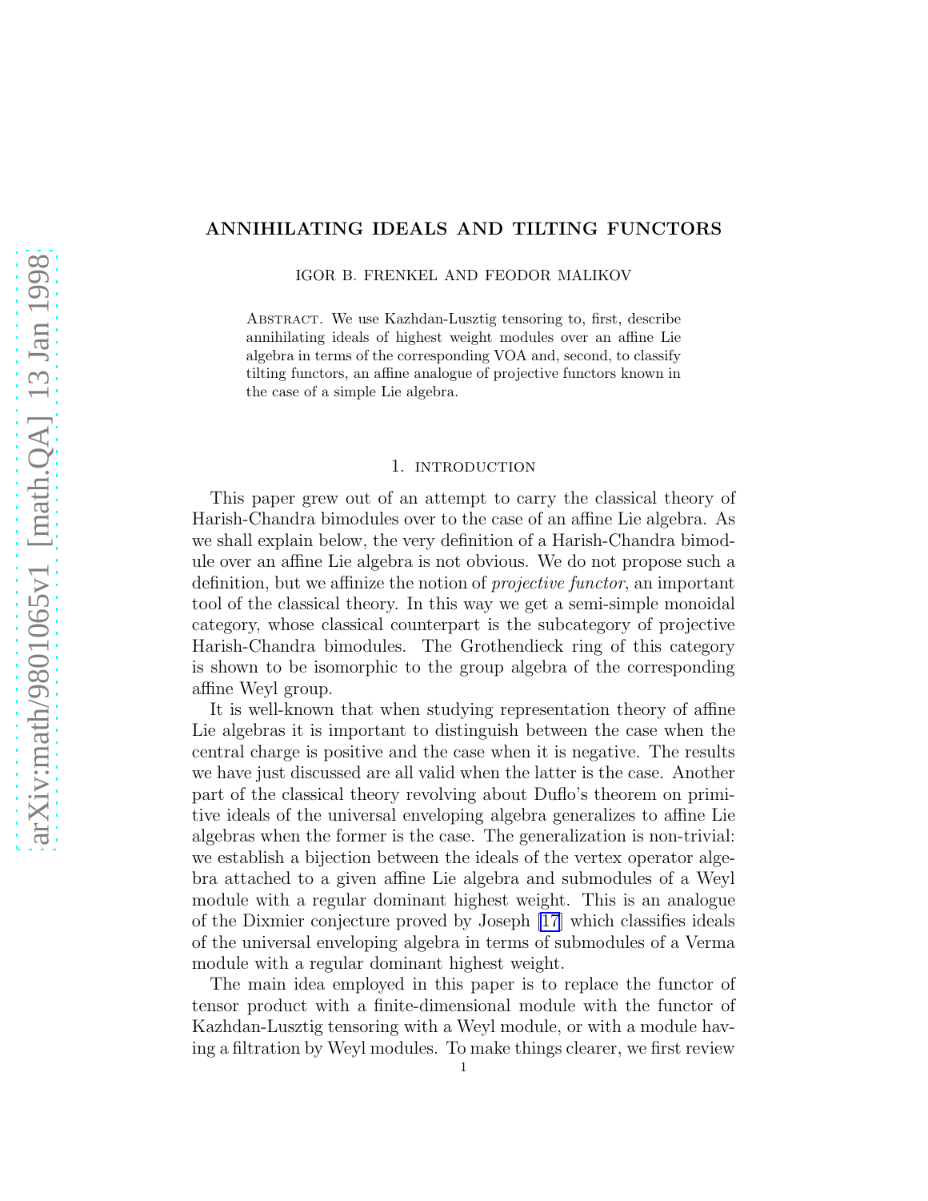# ANNIHILATING IDEALS AND TILTING FUNCTORS

IGOR B. FRENKEL AND FEODOR MALIKOV

Abstract. We use Kazhdan-Lusztig tensoring to, first, describe annihilating ideals of highest weight modules over an affine Lie algebra in terms of the corresponding VOA and, second, to classify tilting functors, an affine analogue of projective functors known in the case of a simple Lie algebra.

## 1. introduction

This paper grew out of an attempt to carry the classical theory of Harish-Chandra bimodules over to the case of an affine Lie algebra. As we shall explain below, the very definition of a Harish-Chandra bimodule over an affine Lie algebra is not obvious. We do not propose such a definition, but we affinize the notion of *projective functor*, an important tool of the classical theory. In this way we get a semi-simple monoidal category, whose classical counterpart is the subcategory of projective Harish-Chandra bimodules. The Grothendieck ring of this category is shown to be isomorphic to the group algebra of the corresponding affine Weyl group.

It is well-known that when studying representation theory of affine Lie algebras it is important to distinguish between the case when the central charge is positive and the case when it is negative. The results we have just discussed are all valid when the latter is the case. Another part of the classical theory revolving about Duflo's theorem on primitive ideals of the universal enveloping algebra generalizes to affine Lie algebras when the former is the case. The generalization is non-trivial: we establish a bijection between the ideals of the vertex operator algebra attached to a given affine Lie algebra and submodules of a Weyl module with a regular dominant highest weight. This is an analogue of the Dixmier conjecture proved by Joseph [17] which classifies ideals of the universal enveloping algebra in terms of submodules of a Verma module with a regular dominant highest weight.

The main idea employed in this paper is to replace the functor of tensor product with a finite-dimensional module with the functor of Kazhdan-Lusztig tensoring with a Weyl module, or with a module having a filtration by Weyl modules. To make things clearer, we first review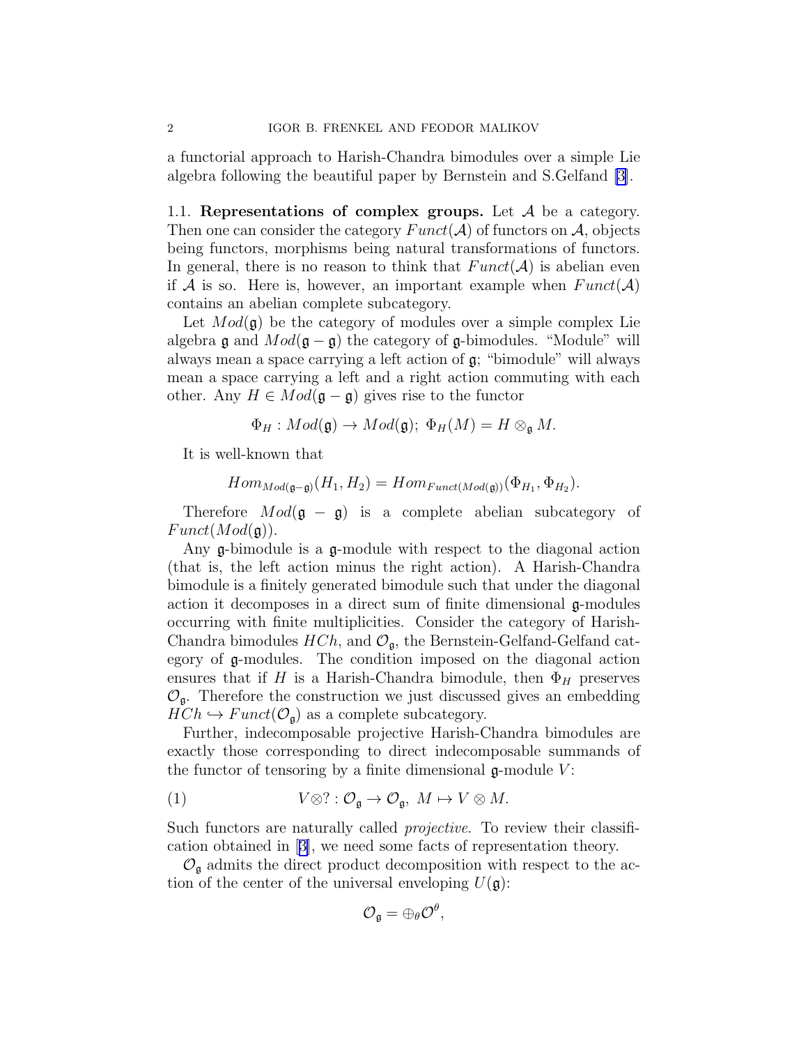a functorial approach to Harish-Chandra bimodules over a simple Lie algebra following the beautiful paper by Bernstein and S.Gelfand [3].

### 1.1. Representations of complex groups.

Let $\mathcal{A}$ be a category. Then one can consider the category $Funct(\mathcal{A})$ of functors on $\mathcal{A}$, objects being functors, morphisms being natural transformations of functors. In general, there is no reason to think that $Funct(\mathcal{A})$ is abelian even if $\mathcal{A}$ is so. Here is, however, an important example when $Funct(\mathcal{A})$ contains an abelian complete subcategory.

Let $Mod(\mathfrak{g})$ be the category of modules over a simple complex Lie algebra $\mathfrak{g}$ and $Mod(\mathfrak{g}-\mathfrak{g})$ the category of $\mathfrak{g}$-bimodules. "Module" will always mean a space carrying a left action of $\mathfrak{g}$; "bimodule" will always mean a space carrying a left and a right action commuting with each other. Any $H \in Mod(\mathfrak{g}-\mathfrak{g})$ gives rise to the functor

$$\Phi_H : Mod(\mathfrak{g}) \to Mod(\mathfrak{g});\ \Phi_H(M) = H \otimes_{\mathfrak{g}} M.$$

It is well-known that

$$Hom_{Mod(\mathfrak{g}-\mathfrak{g})}(H_1, H_2) = Hom_{Funct(Mod(\mathfrak{g}))}(\Phi_{H_1}, \Phi_{H_2}).$$

Therefore $Mod(\mathfrak{g}-\mathfrak{g})$ is a complete abelian subcategory of $Funct(Mod(\mathfrak{g}))$.

Any $\mathfrak{g}$-bimodule is a $\mathfrak{g}$-module with respect to the diagonal action (that is, the left action minus the right action). A Harish-Chandra bimodule is a finitely generated bimodule such that under the diagonal action it decomposes in a direct sum of finite dimensional $\mathfrak{g}$-modules occurring with finite multiplicities. Consider the category of Harish-Chandra bimodules $HCh$, and $\mathcal{O}_{\mathfrak{g}}$, the Bernstein-Gelfand-Gelfand category of $\mathfrak{g}$-modules. The condition imposed on the diagonal action ensures that if $H$ is a Harish-Chandra bimodule, then $\Phi_H$ preserves $\mathcal{O}_{\mathfrak{g}}$. Therefore the construction we just discussed gives an embedding $HCh \hookrightarrow Funct(\mathcal{O}_{\mathfrak{g}})$ as a complete subcategory.

Further, indecomposable projective Harish-Chandra bimodules are exactly those corresponding to direct indecomposable summands of the functor of tensoring by a finite dimensional $\mathfrak{g}$-module $V$:

$$V\otimes ? : \mathcal{O}_{\mathfrak{g}} \to \mathcal{O}_{\mathfrak{g}},\ M \mapsto V \otimes M. \tag{1}$$

Such functors are naturally called *projective*. To review their classification obtained in [3], we need some facts of representation theory.

$\mathcal{O}_{\mathfrak{g}}$ admits the direct product decomposition with respect to the action of the center of the universal enveloping $U(\mathfrak{g})$:

$$\mathcal{O}_{\mathfrak{g}} = \oplus_{\theta} \mathcal{O}^{\theta},$$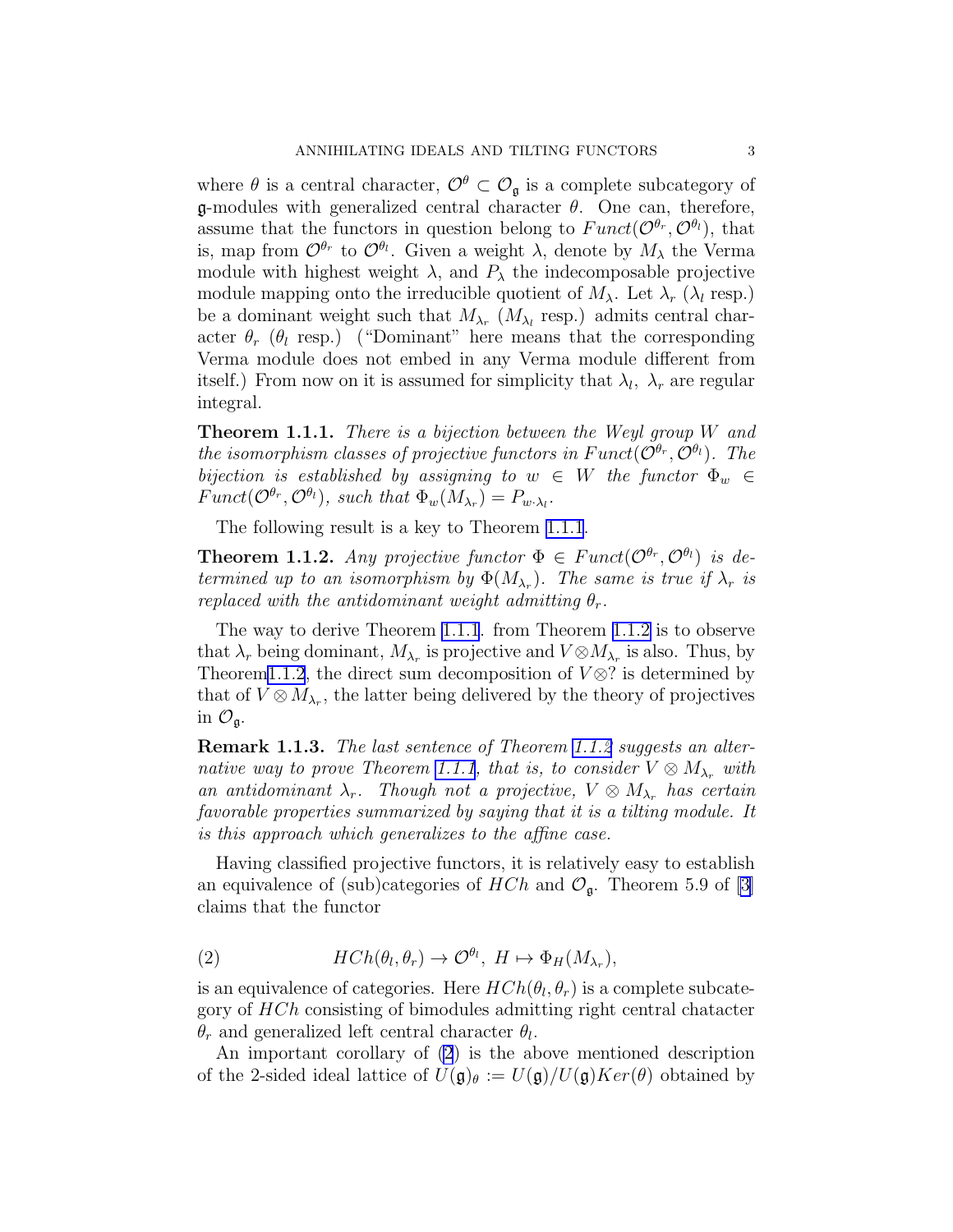where $\theta$ is a central character, $\mathcal{O}^\theta \subset \mathcal{O}_\mathfrak{g}$ is a complete subcategory of $\mathfrak{g}$-modules with generalized central character $\theta$. One can, therefore, assume that the functors in question belong to $Funct(\mathcal{O}^{\theta_r}, \mathcal{O}^{\theta_l})$, that is, map from $\mathcal{O}^{\theta_r}$ to $\mathcal{O}^{\theta_l}$. Given a weight $\lambda$, denote by $M_\lambda$ the Verma module with highest weight $\lambda$, and $P_\lambda$ the indecomposable projective module mapping onto the irreducible quotient of $M_\lambda$. Let $\lambda_r$ ($\lambda_l$ resp.) be a dominant weight such that $M_{\lambda_r}$ ($M_{\lambda_l}$ resp.) admits central character $\theta_r$ ($\theta_l$ resp.) ("Dominant" here means that the corresponding Verma module does not embed in any Verma module different from itself.) From now on it is assumed for simplicity that $\lambda_l$, $\lambda_r$ are regular integral.

**Theorem 1.1.1.** *There is a bijection between the Weyl group $W$ and the isomorphism classes of projective functors in $Funct(\mathcal{O}^{\theta_r}, \mathcal{O}^{\theta_l})$. The bijection is established by assigning to $w \in W$ the functor $\Phi_w \in Funct(\mathcal{O}^{\theta_r}, \mathcal{O}^{\theta_l})$, such that $\Phi_w(M_{\lambda_r}) = P_{w\cdot\lambda_l}$.*

The following result is a key to Theorem 1.1.1.

**Theorem 1.1.2.** *Any projective functor $\Phi \in Funct(\mathcal{O}^{\theta_r}, \mathcal{O}^{\theta_l})$ is determined up to an isomorphism by $\Phi(M_{\lambda_r})$. The same is true if $\lambda_r$ is replaced with the antidominant weight admitting $\theta_r$.*

The way to derive Theorem 1.1.1. from Theorem 1.1.2 is to observe that $\lambda_r$ being dominant, $M_{\lambda_r}$ is projective and $V \otimes M_{\lambda_r}$ is also. Thus, by Theorem1.1.2, the direct sum decomposition of $V \otimes ?$ is determined by that of $V \otimes M_{\lambda_r}$, the latter being delivered by the theory of projectives in $\mathcal{O}_\mathfrak{g}$.

**Remark 1.1.3.** *The last sentence of Theorem 1.1.2 suggests an alternative way to prove Theorem 1.1.1, that is, to consider $V \otimes M_{\lambda_r}$ with an antidominant $\lambda_r$. Though not a projective, $V \otimes M_{\lambda_r}$ has certain favorable properties summarized by saying that it is a tilting module. It is this approach which generalizes to the affine case.*

Having classified projective functors, it is relatively easy to establish an equivalence of (sub)categories of $HCh$ and $\mathcal{O}_\mathfrak{g}$. Theorem 5.9 of [3] claims that the functor

$$HCh(\theta_l, \theta_r) \to \mathcal{O}^{\theta_l},\ H \mapsto \Phi_H(M_{\lambda_r}), \tag{2}$$

is an equivalence of categories. Here $HCh(\theta_l, \theta_r)$ is a complete subcategory of $HCh$ consisting of bimodules admitting right central chatacter $\theta_r$ and generalized left central character $\theta_l$.

An important corollary of (2) is the above mentioned description of the 2-sided ideal lattice of $U(\mathfrak{g})_\theta := U(\mathfrak{g})/U(\mathfrak{g})Ker(\theta)$ obtained by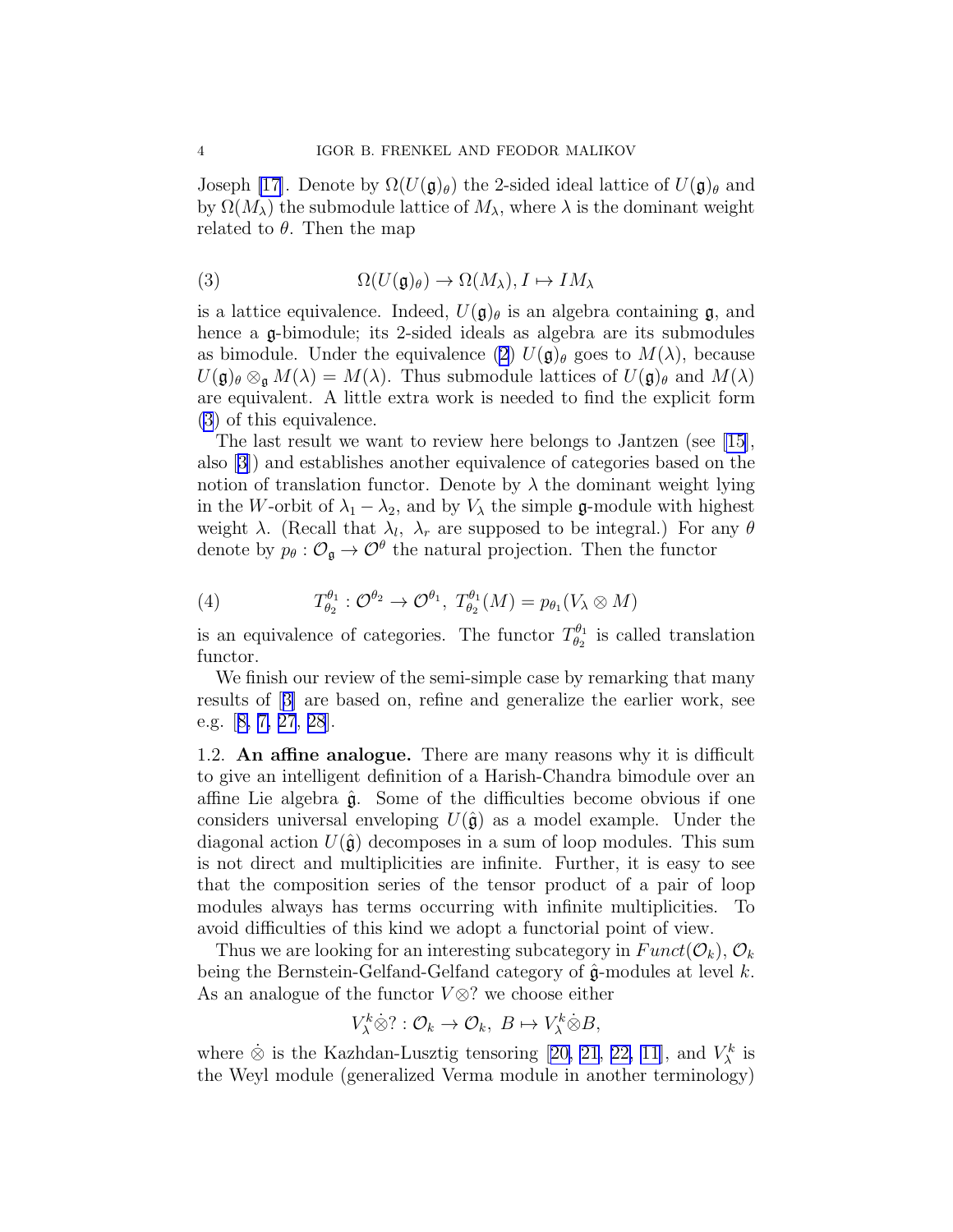Joseph [17]. Denote by $\Omega(U(\mathfrak{g})_\theta)$ the 2-sided ideal lattice of $U(\mathfrak{g})_\theta$ and by $\Omega(M_\lambda)$ the submodule lattice of $M_\lambda$, where $\lambda$ is the dominant weight related to $\theta$. Then the map

$$\Omega(U(\mathfrak{g})_\theta) \to \Omega(M_\lambda), I \mapsto IM_\lambda \tag{3}$$

is a lattice equivalence. Indeed, $U(\mathfrak{g})_\theta$ is an algebra containing $\mathfrak{g}$, and hence a $\mathfrak{g}$-bimodule; its 2-sided ideals as algebra are its submodules as bimodule. Under the equivalence (2) $U(\mathfrak{g})_\theta$ goes to $M(\lambda)$, because $U(\mathfrak{g})_\theta \otimes_\mathfrak{g} M(\lambda) = M(\lambda)$. Thus submodule lattices of $U(\mathfrak{g})_\theta$ and $M(\lambda)$ are equivalent. A little extra work is needed to find the explicit form (3) of this equivalence.

The last result we want to review here belongs to Jantzen (see [15], also [3]) and establishes another equivalence of categories based on the notion of translation functor. Denote by $\lambda$ the dominant weight lying in the $W$-orbit of $\lambda_1 - \lambda_2$, and by $V_\lambda$ the simple $\mathfrak{g}$-module with highest weight $\lambda$. (Recall that $\lambda_l$, $\lambda_r$ are supposed to be integral.) For any $\theta$ denote by $p_\theta : \mathcal{O}_\mathfrak{g} \to \mathcal{O}^\theta$ the natural projection. Then the functor

$$T^{\theta_1}_{\theta_2} : \mathcal{O}^{\theta_2} \to \mathcal{O}^{\theta_1},\ T^{\theta_1}_{\theta_2}(M) = p_{\theta_1}(V_\lambda \otimes M) \tag{4}$$

is an equivalence of categories. The functor $T^{\theta_1}_{\theta_2}$ is called translation functor.

We finish our review of the semi-simple case by remarking that many results of [3] are based on, refine and generalize the earlier work, see e.g. [8, 7, 27, 28].

1.2. **An affine analogue.** There are many reasons why it is difficult to give an intelligent definition of a Harish-Chandra bimodule over an affine Lie algebra $\hat{\mathfrak{g}}$. Some of the difficulties become obvious if one considers universal enveloping $U(\hat{\mathfrak{g}})$ as a model example. Under the diagonal action $U(\hat{\mathfrak{g}})$ decomposes in a sum of loop modules. This sum is not direct and multiplicities are infinite. Further, it is easy to see that the composition series of the tensor product of a pair of loop modules always has terms occurring with infinite multiplicities. To avoid difficulties of this kind we adopt a functorial point of view.

Thus we are looking for an interesting subcategory in $Funct(\mathcal{O}_k)$, $\mathcal{O}_k$ being the Bernstein-Gelfand-Gelfand category of $\hat{\mathfrak{g}}$-modules at level $k$. As an analogue of the functor $V\otimes ?$ we choose either

$$V^k_\lambda \dot{\otimes} ? : \mathcal{O}_k \to \mathcal{O}_k,\ B \mapsto V^k_\lambda \dot{\otimes} B,$$

where $\dot{\otimes}$ is the Kazhdan-Lusztig tensoring [20, 21, 22, 11], and $V^k_\lambda$ is the Weyl module (generalized Verma module in another terminology)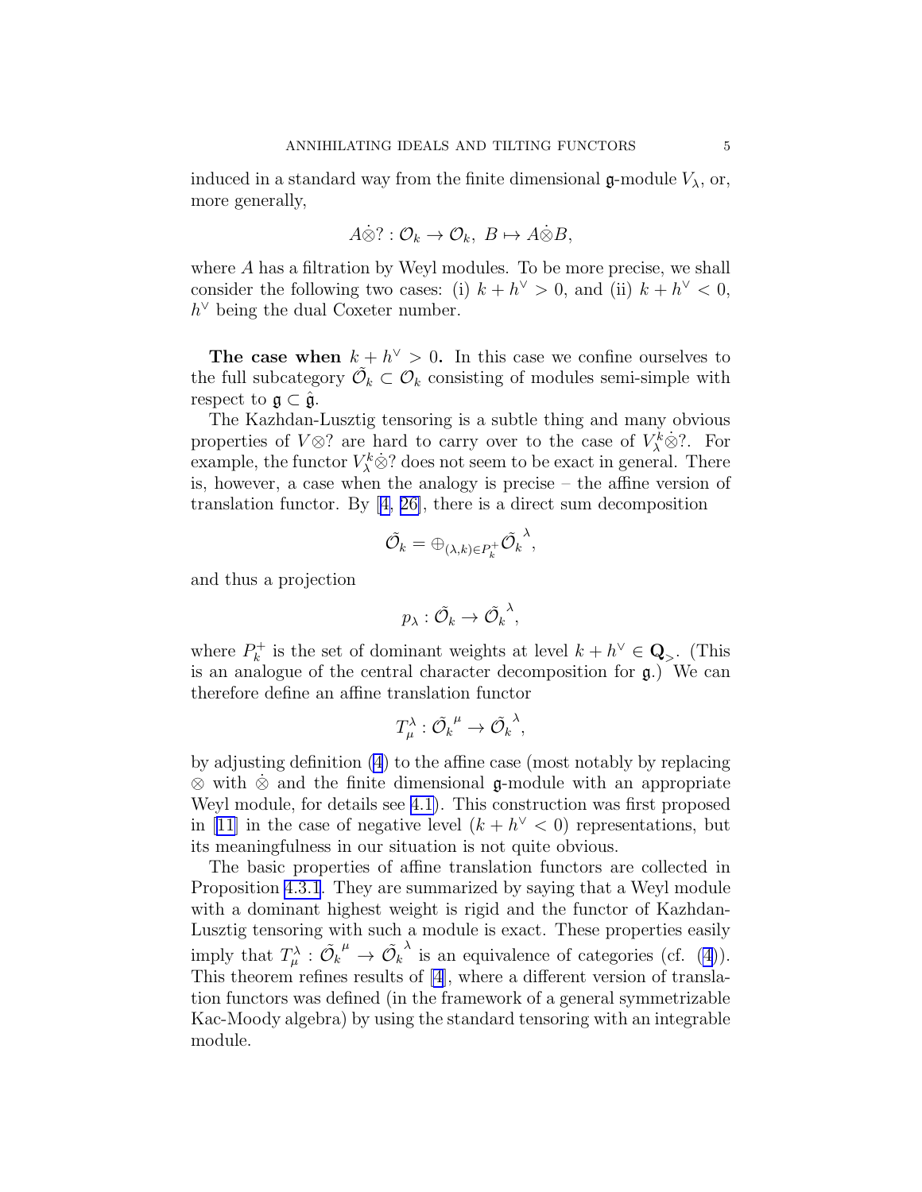induced in a standard way from the finite dimensional $\mathfrak{g}$-module $V_\lambda$, or, more generally,

$$A\dot{\otimes}? : \mathcal{O}_k \to \mathcal{O}_k,\ B \mapsto A\dot{\otimes}B,$$

where $A$ has a filtration by Weyl modules. To be more precise, we shall consider the following two cases: (i) $k + h^\vee > 0$, and (ii) $k + h^\vee < 0$, $h^\vee$ being the dual Coxeter number.

**The case when $k + h^\vee > 0$.** In this case we confine ourselves to the full subcategory $\tilde{\mathcal{O}}_k \subset \mathcal{O}_k$ consisting of modules semi-simple with respect to $\mathfrak{g} \subset \hat{\mathfrak{g}}$.

The Kazhdan-Lusztig tensoring is a subtle thing and many obvious properties of $V\otimes ?$ are hard to carry over to the case of $V_\lambda^k\dot{\otimes}?$. For example, the functor $V_\lambda^k\dot{\otimes}?$ does not seem to be exact in general. There is, however, a case when the analogy is precise – the affine version of translation functor. By [4, 26], there is a direct sum decomposition

$$\tilde{\mathcal{O}}_k = \oplus_{(\lambda,k)\in P_k^+}\tilde{\mathcal{O}}_k{}^\lambda,$$

and thus a projection

$$p_\lambda : \tilde{\mathcal{O}}_k \to \tilde{\mathcal{O}}_k{}^\lambda,$$

where $P_k^+$ is the set of dominant weights at level $k + h^\vee \in \mathbf{Q}_>$. (This is an analogue of the central character decomposition for $\mathfrak{g}$.) We can therefore define an affine translation functor

$$T_\mu^\lambda : \tilde{\mathcal{O}}_k{}^\mu \to \tilde{\mathcal{O}}_k{}^\lambda,$$

by adjusting definition (4) to the affine case (most notably by replacing $\otimes$ with $\dot{\otimes}$ and the finite dimensional $\mathfrak{g}$-module with an appropriate Weyl module, for details see 4.1). This construction was first proposed in [11] in the case of negative level ($k + h^\vee < 0$) representations, but its meaningfulness in our situation is not quite obvious.

The basic properties of affine translation functors are collected in Proposition 4.3.1. They are summarized by saying that a Weyl module with a dominant highest weight is rigid and the functor of Kazhdan-Lusztig tensoring with such a module is exact. These properties easily imply that $T_\mu^\lambda : \tilde{\mathcal{O}}_k{}^\mu \to \tilde{\mathcal{O}}_k{}^\lambda$ is an equivalence of categories (cf. (4)). This theorem refines results of [4], where a different version of translation functors was defined (in the framework of a general symmetrizable Kac-Moody algebra) by using the standard tensoring with an integrable module.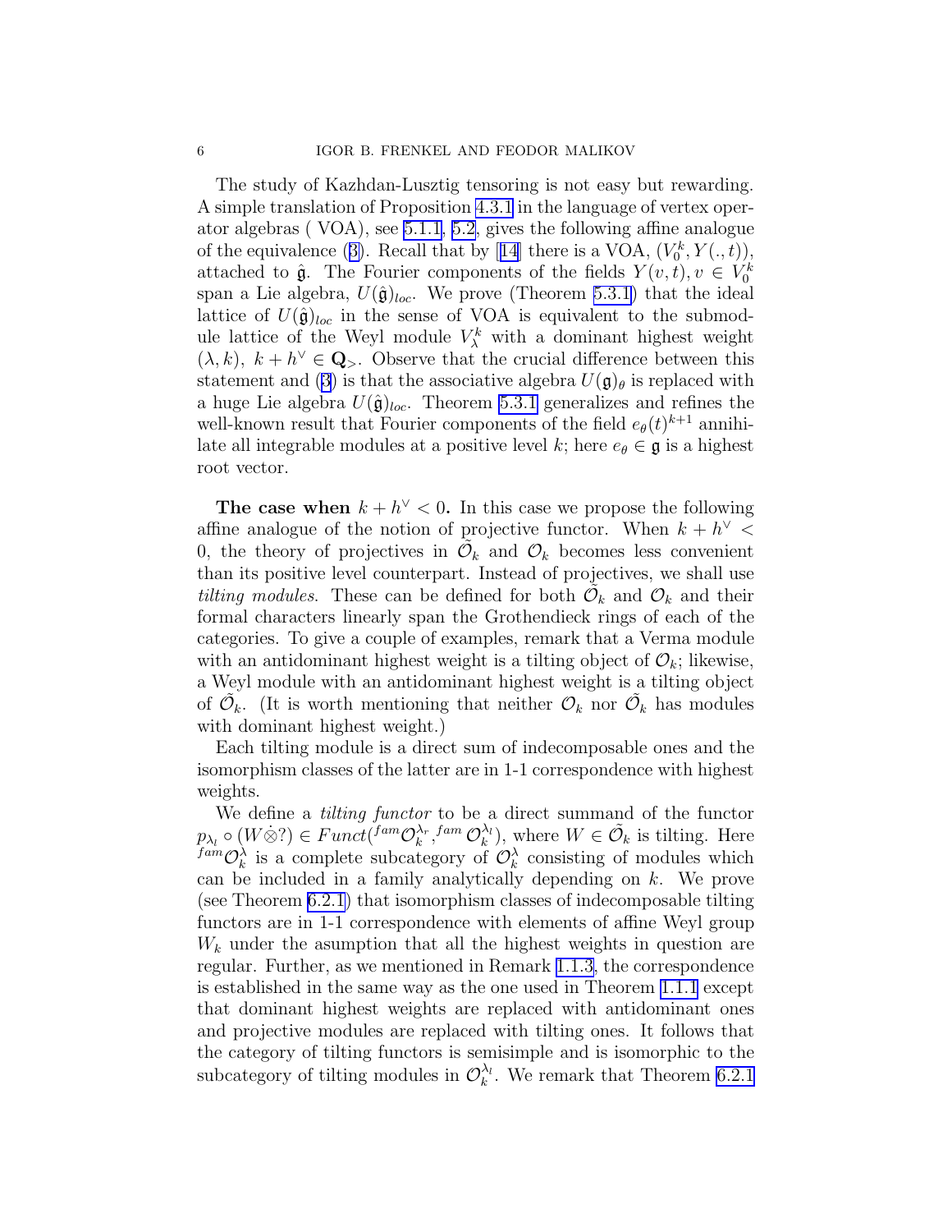The study of Kazhdan-Lusztig tensoring is not easy but rewarding. A simple translation of Proposition 4.3.1 in the language of vertex operator algebras ( VOA), see 5.1.1, 5.2, gives the following affine analogue of the equivalence (3). Recall that by [14] there is a VOA, $(V_0^k, Y(.,t))$, attached to $\hat{\mathfrak{g}}$. The Fourier components of the fields $Y(v,t), v \in V_0^k$ span a Lie algebra, $U(\hat{\mathfrak{g}})_{loc}$. We prove (Theorem 5.3.1) that the ideal lattice of $U(\hat{\mathfrak{g}})_{loc}$ in the sense of VOA is equivalent to the submodule lattice of the Weyl module $V_\lambda^k$ with a dominant highest weight $(\lambda, k)$, $k + h^\vee \in \mathbf{Q}_>$. Observe that the crucial difference between this statement and (3) is that the associative algebra $U(\mathfrak{g})_\theta$ is replaced with a huge Lie algebra $U(\hat{\mathfrak{g}})_{loc}$. Theorem 5.3.1 generalizes and refines the well-known result that Fourier components of the field $e_\theta(t)^{k+1}$ annihilate all integrable modules at a positive level $k$; here $e_\theta \in \mathfrak{g}$ is a highest root vector.

**The case when $k + h^\vee < 0$.** In this case we propose the following affine analogue of the notion of projective functor. When $k + h^\vee < 0$, the theory of projectives in $\tilde{\mathcal{O}}_k$ and $\mathcal{O}_k$ becomes less convenient than its positive level counterpart. Instead of projectives, we shall use *tilting modules*. These can be defined for both $\tilde{\mathcal{O}}_k$ and $\mathcal{O}_k$ and their formal characters linearly span the Grothendieck rings of each of the categories. To give a couple of examples, remark that a Verma module with an antidominant highest weight is a tilting object of $\mathcal{O}_k$; likewise, a Weyl module with an antidominant highest weight is a tilting object of $\tilde{\mathcal{O}}_k$. (It is worth mentioning that neither $\mathcal{O}_k$ nor $\tilde{\mathcal{O}}_k$ has modules with dominant highest weight.)

Each tilting module is a direct sum of indecomposable ones and the isomorphism classes of the latter are in 1-1 correspondence with highest weights.

We define a *tilting functor* to be a direct summand of the functor $p_{\lambda_l} \circ (W \dot{\otimes} ?) \in Funct({}^{fam}\mathcal{O}_k^{\lambda_r}, {}^{fam}\mathcal{O}_k^{\lambda_l})$, where $W \in \tilde{\mathcal{O}}_k$ is tilting. Here ${}^{fam}\mathcal{O}_k^{\lambda}$ is a complete subcategory of $\mathcal{O}_k^{\lambda}$ consisting of modules which can be included in a family analytically depending on $k$. We prove (see Theorem 6.2.1) that isomorphism classes of indecomposable tilting functors are in 1-1 correspondence with elements of affine Weyl group $W_k$ under the asumption that all the highest weights in question are regular. Further, as we mentioned in Remark 1.1.3, the correspondence is established in the same way as the one used in Theorem 1.1.1 except that dominant highest weights are replaced with antidominant ones and projective modules are replaced with tilting ones. It follows that the category of tilting functors is semisimple and is isomorphic to the subcategory of tilting modules in $\mathcal{O}_k^{\lambda_l}$. We remark that Theorem 6.2.1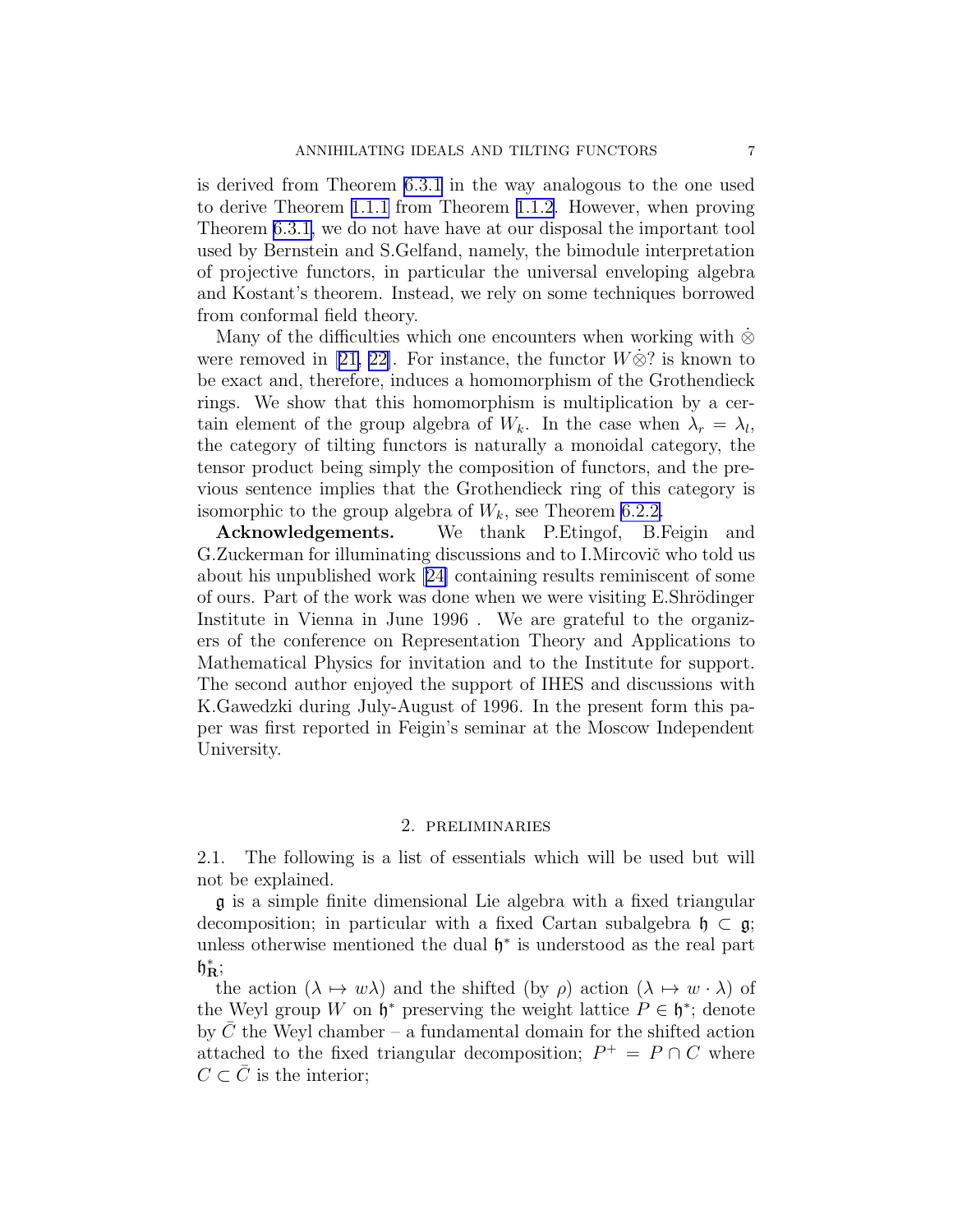is derived from Theorem 6.3.1 in the way analogous to the one used to derive Theorem 1.1.1 from Theorem 1.1.2. However, when proving Theorem 6.3.1, we do not have have at our disposal the important tool used by Bernstein and S.Gelfand, namely, the bimodule interpretation of projective functors, in particular the universal enveloping algebra and Kostant's theorem. Instead, we rely on some techniques borrowed from conformal field theory.

Many of the difficulties which one encounters when working with $\dot{\otimes}$ were removed in [21, 22]. For instance, the functor $W\dot{\otimes}?$ is known to be exact and, therefore, induces a homomorphism of the Grothendieck rings. We show that this homomorphism is multiplication by a certain element of the group algebra of $W_k$. In the case when $\lambda_r = \lambda_l$, the category of tilting functors is naturally a monoidal category, the tensor product being simply the composition of functors, and the previous sentence implies that the Grothendieck ring of this category is isomorphic to the group algebra of $W_k$, see Theorem 6.2.2.

**Acknowledgements.** We thank P.Etingof, B.Feigin and G.Zuckerman for illuminating discussions and to I.Mircovič who told us about his unpublished work [24] containing results reminiscent of some of ours. Part of the work was done when we were visiting E.Shrödinger Institute in Vienna in June 1996 . We are grateful to the organizers of the conference on Representation Theory and Applications to Mathematical Physics for invitation and to the Institute for support. The second author enjoyed the support of IHES and discussions with K.Gawedzki during July-August of 1996. In the present form this paper was first reported in Feigin's seminar at the Moscow Independent University.

## 2. Preliminaries

2.1. The following is a list of essentials which will be used but will not be explained.

$\mathfrak{g}$ is a simple finite dimensional Lie algebra with a fixed triangular decomposition; in particular with a fixed Cartan subalgebra $\mathfrak{h} \subset \mathfrak{g}$; unless otherwise mentioned the dual $\mathfrak{h}^*$ is understood as the real part $\mathfrak{h}^*_{\mathbf{R}}$;

the action $(\lambda \mapsto w\lambda)$ and the shifted (by $\rho$) action $(\lambda \mapsto w \cdot \lambda)$ of the Weyl group $W$ on $\mathfrak{h}^*$ preserving the weight lattice $P \in \mathfrak{h}^*$; denote by $\bar{C}$ the Weyl chamber – a fundamental domain for the shifted action attached to the fixed triangular decomposition; $P^+ = P \cap C$ where $C \subset \bar{C}$ is the interior;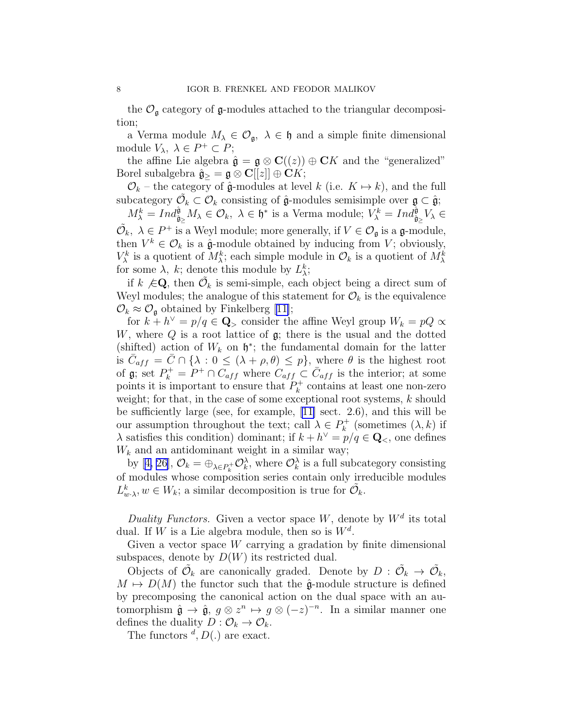the $\mathcal{O}_{\mathfrak{g}}$ category of $\mathfrak{g}$-modules attached to the triangular decomposition;

a Verma module $M_\lambda \in \mathcal{O}_{\mathfrak{g}}$, $\lambda \in \mathfrak{h}$ and a simple finite dimensional module $V_\lambda$, $\lambda \in P^+ \subset P$;

the affine Lie algebra $\hat{\mathfrak{g}} = \mathfrak{g} \otimes \mathbf{C}((z)) \oplus \mathbf{C}K$ and the "generalized" Borel subalgebra $\hat{\mathfrak{g}}_{\geq} = \mathfrak{g} \otimes \mathbf{C}[[z]] \oplus \mathbf{C}K$;

$\mathcal{O}_k$ – the category of $\hat{\mathfrak{g}}$-modules at level $k$ (i.e. $K \mapsto k$), and the full subcategory $\tilde{\mathcal{O}}_k \subset \mathcal{O}_k$ consisting of $\hat{\mathfrak{g}}$-modules semisimple over $\mathfrak{g} \subset \hat{\mathfrak{g}}$;

$M_\lambda^k = Ind_{\hat{\mathfrak{g}}_{\geq}}^{\hat{\mathfrak{g}}} M_\lambda \in \mathcal{O}_k$, $\lambda \in \mathfrak{h}^*$ is a Verma module; $V_\lambda^k = Ind_{\hat{\mathfrak{g}}_{\geq}}^{\hat{\mathfrak{g}}} V_\lambda \in \tilde{\mathcal{O}}_k$, $\lambda \in P^+$ is a Weyl module; more generally, if $V \in \mathcal{O}_{\mathfrak{g}}$ is a $\mathfrak{g}$-module, then $V^k \in \mathcal{O}_k$ is a $\hat{\mathfrak{g}}$-module obtained by inducing from $V$; obviously, $V_\lambda^k$ is a quotient of $M_\lambda^k$; each simple module in $\mathcal{O}_k$ is a quotient of $M_\lambda^k$ for some $\lambda$, $k$; denote this module by $L_\lambda^k$;

if $k \not\in \mathbf{Q}$, then $\tilde{\mathcal{O}}_k$ is semi-simple, each object being a direct sum of Weyl modules; the analogue of this statement for $\mathcal{O}_k$ is the equivalence $\mathcal{O}_k \approx \mathcal{O}_{\mathfrak{g}}$ obtained by Finkelberg [11];

for $k + h^\vee = p/q \in \mathbf{Q}_>$ consider the affine Weyl group $W_k = pQ \propto W$, where $Q$ is a root lattice of $\mathfrak{g}$; there is the usual and the dotted (shifted) action of $W_k$ on $\mathfrak{h}^*$; the fundamental domain for the latter is $\bar{C}_{aff} = \bar{C} \cap \{\lambda : 0 \leq (\lambda + \rho, \theta) \leq p\}$, where $\theta$ is the highest root of $\mathfrak{g}$; set $P_k^+ = P^+ \cap C_{aff}$ where $C_{aff} \subset \bar{C}_{aff}$ is the interior; at some points it is important to ensure that $P_k^+$ contains at least one non-zero weight; for that, in the case of some exceptional root systems, $k$ should be sufficiently large (see, for example, [11] sect. 2.6), and this will be our assumption throughout the text; call $\lambda \in P_k^+$ (sometimes $(\lambda, k)$ if $\lambda$ satisfies this condition) dominant; if $k + h^\vee = p/q \in \mathbf{Q}_<$, one defines $W_k$ and an antidominant weight in a similar way;

by [4, 26], $\mathcal{O}_k = \oplus_{\lambda \in P_k^+} \mathcal{O}_k^\lambda$, where $\mathcal{O}_k^\lambda$ is a full subcategory consisting of modules whose composition series contain only irreducible modules $L_{w\cdot\lambda}^k, w \in W_k$; a similar decomposition is true for $\tilde{\mathcal{O}}_k$.

*Duality Functors.* Given a vector space $W$, denote by $W^d$ its total dual. If $W$ is a Lie algebra module, then so is $W^d$.

Given a vector space $W$ carrying a gradation by finite dimensional subspaces, denote by $D(W)$ its restricted dual.

Objects of $\tilde{\mathcal{O}}_k$ are canonically graded. Denote by $D : \tilde{\mathcal{O}}_k \to \tilde{\mathcal{O}}_k$, $M \mapsto D(M)$ the functor such that the $\hat{\mathfrak{g}}$-module structure is defined by precomposing the canonical action on the dual space with an automorphism $\hat{\mathfrak{g}} \to \hat{\mathfrak{g}}$, $g \otimes z^n \mapsto g \otimes (-z)^{-n}$. In a similar manner one defines the duality $D : \mathcal{O}_k \to \mathcal{O}_k$.

The functors ${}^d, D(.)$ are exact.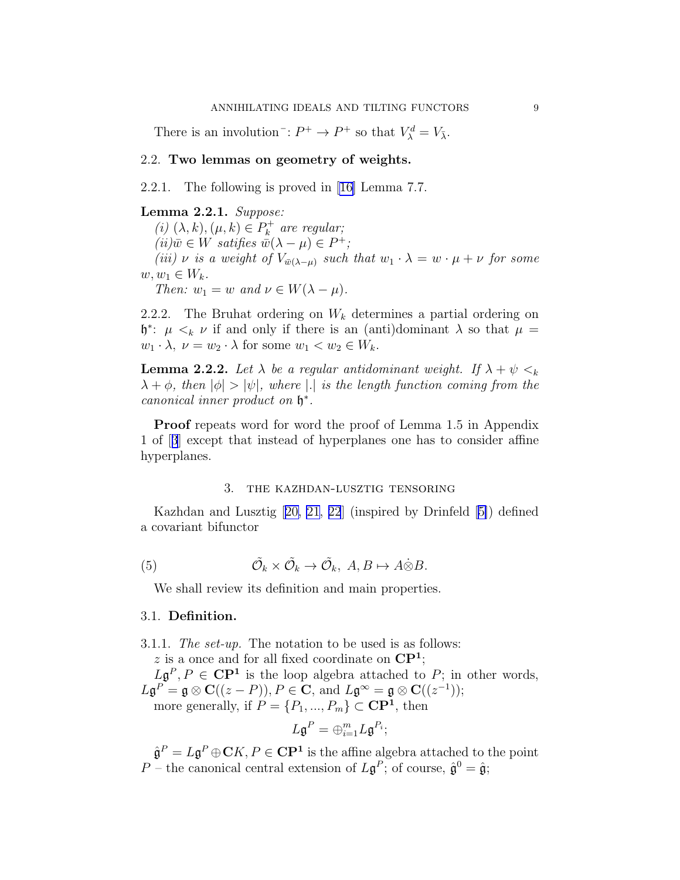There is an involution $^{-}: P^+ \to P^+$ so that $V_\lambda^d = V_{\bar{\lambda}}$.

## 2.2. Two lemmas on geometry of weights.

2.2.1. The following is proved in [16] Lemma 7.7.

**Lemma 2.2.1.** *Suppose:*

*(i)* $(\lambda, k), (\mu, k) \in P_k^+$ *are regular;*

*(ii)* $\bar{w} \in W$ *satifies* $\bar{w}(\lambda - \mu) \in P^+$*;*

*(iii)* $\nu$ *is a weight of* $V_{\bar{w}(\lambda-\mu)}$ *such that* $w_1 \cdot \lambda = w \cdot \mu + \nu$ *for some* $w, w_1 \in W_k$.

*Then:* $w_1 = w$ *and* $\nu \in W(\lambda - \mu)$.

2.2.2. The Bruhat ordering on $W_k$ determines a partial ordering on $\mathfrak{h}^*$: $\mu <_k \nu$ if and only if there is an (anti)dominant $\lambda$ so that $\mu = w_1 \cdot \lambda$, $\nu = w_2 \cdot \lambda$ for some $w_1 < w_2 \in W_k$.

**Lemma 2.2.2.** *Let* $\lambda$ *be a regular antidominant weight. If* $\lambda + \psi <_k \lambda + \phi$*, then* $|\phi| > |\psi|$*, where* $|.|$ *is the length function coming from the canonical inner product on* $\mathfrak{h}^*$.

**Proof** repeats word for word the proof of Lemma 1.5 in Appendix 1 of [3] except that instead of hyperplanes one has to consider affine hyperplanes.

# 3. The Kazhdan-Lusztig tensoring

Kazhdan and Lusztig [20, 21, 22] (inspired by Drinfeld [5]) defined a covariant bifunctor

$$\tilde{\mathcal{O}}_k \times \tilde{\mathcal{O}}_k \to \tilde{\mathcal{O}}_k,\ A, B \mapsto A\dot{\otimes}B. \tag{5}$$

We shall review its definition and main properties.

## 3.1. Definition.

3.1.1. *The set-up.* The notation to be used is as follows:

$z$ is a once and for all fixed coordinate on $\mathbf{CP^1}$;

$L\mathfrak{g}^P, P \in \mathbf{CP^1}$ is the loop algebra attached to $P$; in other words, $L\mathfrak{g}^P = \mathfrak{g} \otimes \mathbf{C}((z-P)), P \in \mathbf{C}$, and $L\mathfrak{g}^\infty = \mathfrak{g} \otimes \mathbf{C}((z^{-1}))$;

more generally, if $P = \{P_1, ..., P_m\} \subset \mathbf{CP^1}$, then

$$L\mathfrak{g}^P = \oplus_{i=1}^m L\mathfrak{g}^{P_i};$$

$\hat{\mathfrak{g}}^P = L\mathfrak{g}^P \oplus \mathbf{C}K, P \in \mathbf{CP^1}$ is the affine algebra attached to the point $P$ – the canonical central extension of $L\mathfrak{g}^P$; of course, $\hat{\mathfrak{g}}^0 = \hat{\mathfrak{g}}$;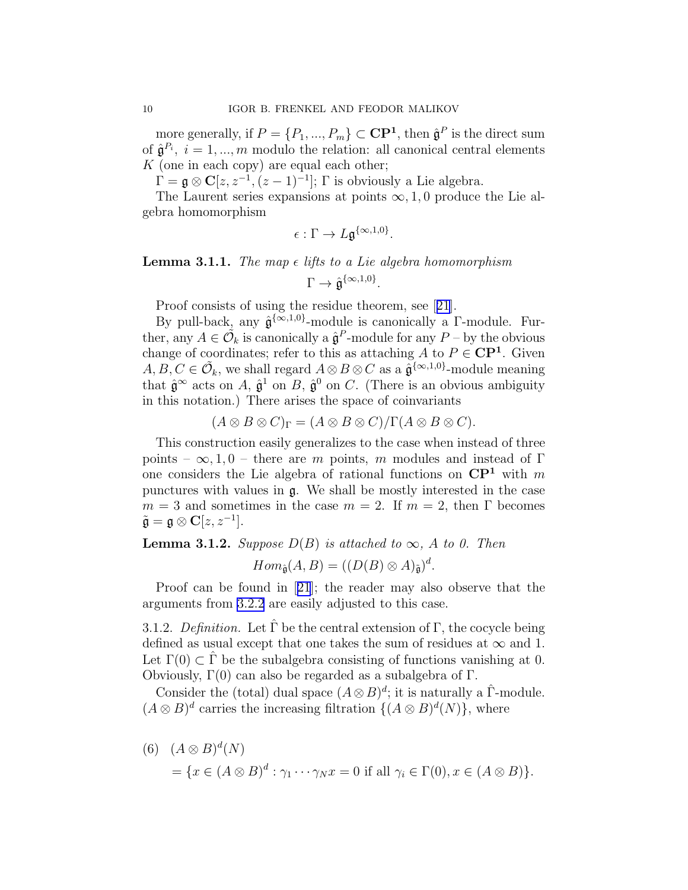more generally, if $P = \{P_1, ..., P_m\} \subset \mathbf{CP^1}$, then $\hat{\mathfrak{g}}^P$ is the direct sum of $\hat{\mathfrak{g}}^{P_i},\ i = 1, ..., m$ modulo the relation: all canonical central elements $K$ (one in each copy) are equal each other;

$\Gamma = \mathfrak{g} \otimes \mathbf{C}[z, z^{-1}, (z-1)^{-1}]$; $\Gamma$ is obviously a Lie algebra.

The Laurent series expansions at points $\infty, 1, 0$ produce the Lie algebra homomorphism

$$\epsilon : \Gamma \to L\mathfrak{g}^{\{\infty,1,0\}}.$$

**Lemma 3.1.1.** *The map $\epsilon$ lifts to a Lie algebra homomorphism*

$$\Gamma \to \hat{\mathfrak{g}}^{\{\infty,1,0\}}.$$

Proof consists of using the residue theorem, see [21].

By pull-back, any $\hat{\mathfrak{g}}^{\{\infty,1,0\}}$-module is canonically a $\Gamma$-module. Further, any $A \in \tilde{\mathcal{O}}_k$ is canonically a $\hat{\mathfrak{g}}^P$-module for any $P$ – by the obvious change of coordinates; refer to this as attaching $A$ to $P \in \mathbf{CP^1}$. Given $A, B, C \in \tilde{\mathcal{O}}_k$, we shall regard $A \otimes B \otimes C$ as a $\hat{\mathfrak{g}}^{\{\infty,1,0\}}$-module meaning that $\hat{\mathfrak{g}}^\infty$ acts on $A$, $\hat{\mathfrak{g}}^1$ on $B$, $\hat{\mathfrak{g}}^0$ on $C$. (There is an obvious ambiguity in this notation.) There arises the space of coinvariants

$$(A \otimes B \otimes C)_\Gamma = (A \otimes B \otimes C)/\Gamma(A \otimes B \otimes C).$$

This construction easily generalizes to the case when instead of three points – $\infty, 1, 0$ – there are $m$ points, $m$ modules and instead of $\Gamma$ one considers the Lie algebra of rational functions on $\mathbf{CP^1}$ with $m$ punctures with values in $\mathfrak{g}$. We shall be mostly interested in the case $m = 3$ and sometimes in the case $m = 2$. If $m = 2$, then $\Gamma$ becomes $\tilde{\mathfrak{g}} = \mathfrak{g} \otimes \mathbf{C}[z, z^{-1}]$.

**Lemma 3.1.2.** *Suppose $D(B)$ is attached to $\infty$, $A$ to 0. Then*

$$Hom_{\hat{\mathfrak{g}}}(A, B) = ((D(B) \otimes A)_{\tilde{\mathfrak{g}}})^d.$$

Proof can be found in [21]; the reader may also observe that the arguments from 3.2.2 are easily adjusted to this case.

3.1.2. *Definition.* Let $\hat{\Gamma}$ be the central extension of $\Gamma$, the cocycle being defined as usual except that one takes the sum of residues at $\infty$ and 1. Let $\Gamma(0) \subset \hat{\Gamma}$ be the subalgebra consisting of functions vanishing at 0. Obviously, $\Gamma(0)$ can also be regarded as a subalgebra of $\Gamma$.

Consider the (total) dual space $(A \otimes B)^d$; it is naturally a $\hat{\Gamma}$-module. $(A \otimes B)^d$ carries the increasing filtration $\{(A \otimes B)^d(N)\}$, where

$$(6) \quad (A \otimes B)^d(N) = \{x \in (A \otimes B)^d : \gamma_1 \cdots \gamma_N x = 0 \text{ if all } \gamma_i \in \Gamma(0), x \in (A \otimes B)\}.$$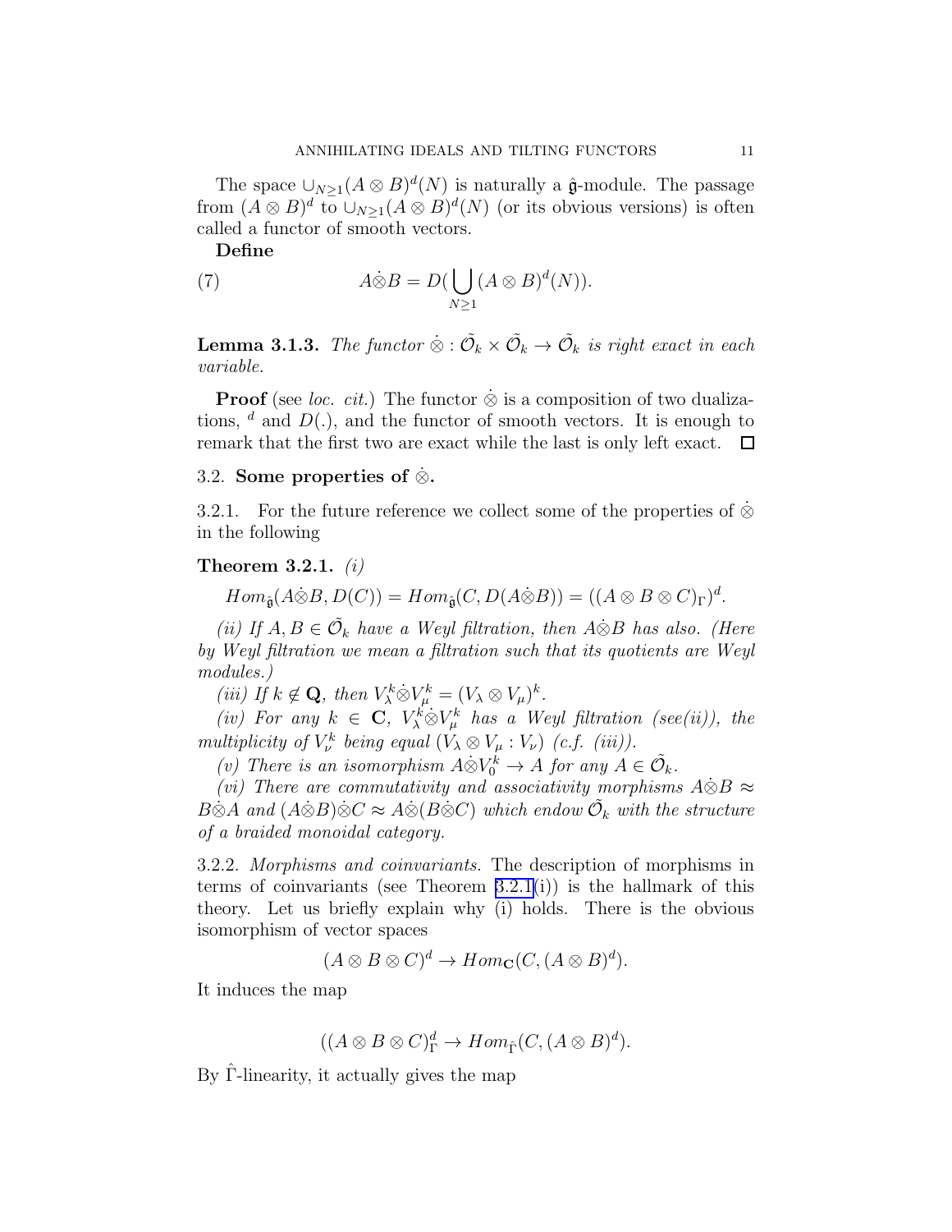The space $\cup_{N\geq 1}(A\otimes B)^d(N)$ is naturally a $\hat{\mathfrak{g}}$-module. The passage from $(A\otimes B)^d$ to $\cup_{N\geq 1}(A\otimes B)^d(N)$ (or its obvious versions) is often called a functor of smooth vectors.

**Define**

$$A\dot{\otimes}B = D(\bigcup_{N\geq 1}(A\otimes B)^d(N)). \tag{7}$$

**Lemma 3.1.3.** *The functor $\dot{\otimes}: \tilde{\mathcal{O}}_k\times\tilde{\mathcal{O}}_k\to\tilde{\mathcal{O}}_k$ is right exact in each variable.*

**Proof** (see *loc. cit.*) The functor $\dot{\otimes}$ is a composition of two dualizations, $^d$ and $D(.)$, and the functor of smooth vectors. It is enough to remark that the first two are exact while the last is only left exact. $\square$

## 3.2. Some properties of $\dot{\otimes}$.

3.2.1. For the future reference we collect some of the properties of $\dot{\otimes}$ in the following

**Theorem 3.2.1.** *(i)*

$$Hom_{\hat{\mathfrak{g}}}(A\dot{\otimes}B, D(C)) = Hom_{\hat{\mathfrak{g}}}(C, D(A\dot{\otimes}B)) = ((A\otimes B\otimes C)_\Gamma)^d.$$

*(ii) If $A, B\in\tilde{\mathcal{O}}_k$ have a Weyl filtration, then $A\dot{\otimes}B$ has also. (Here by Weyl filtration we mean a filtration such that its quotients are Weyl modules.)*

*(iii) If $k\notin\mathbf{Q}$, then $V_\lambda^k\dot{\otimes}V_\mu^k = (V_\lambda\otimes V_\mu)^k$.*

*(iv) For any $k\in\mathbf{C}$, $V_\lambda^k\dot{\otimes}V_\mu^k$ has a Weyl filtration (see(ii)), the multiplicity of $V_\nu^k$ being equal $(V_\lambda\otimes V_\mu : V_\nu)$ (c.f. (iii)).*

*(v) There is an isomorphism $A\dot{\otimes}V_0^k\to A$ for any $A\in\tilde{\mathcal{O}}_k$.*

*(vi) There are commutativity and associativity morphisms $A\dot{\otimes}B\approx B\dot{\otimes}A$ and $(A\dot{\otimes}B)\dot{\otimes}C\approx A\dot{\otimes}(B\dot{\otimes}C)$ which endow $\tilde{\mathcal{O}}_k$ with the structure of a braided monoidal category.*

3.2.2. *Morphisms and coinvariants.* The description of morphisms in terms of coinvariants (see Theorem 3.2.1(i)) is the hallmark of this theory. Let us briefly explain why (i) holds. There is the obvious isomorphism of vector spaces

$$(A\otimes B\otimes C)^d\to Hom_{\mathbf{C}}(C, (A\otimes B)^d).$$

It induces the map

$$((A\otimes B\otimes C)_\Gamma^d\to Hom_{\hat{\Gamma}}(C, (A\otimes B)^d).$$

By $\hat{\Gamma}$-linearity, it actually gives the map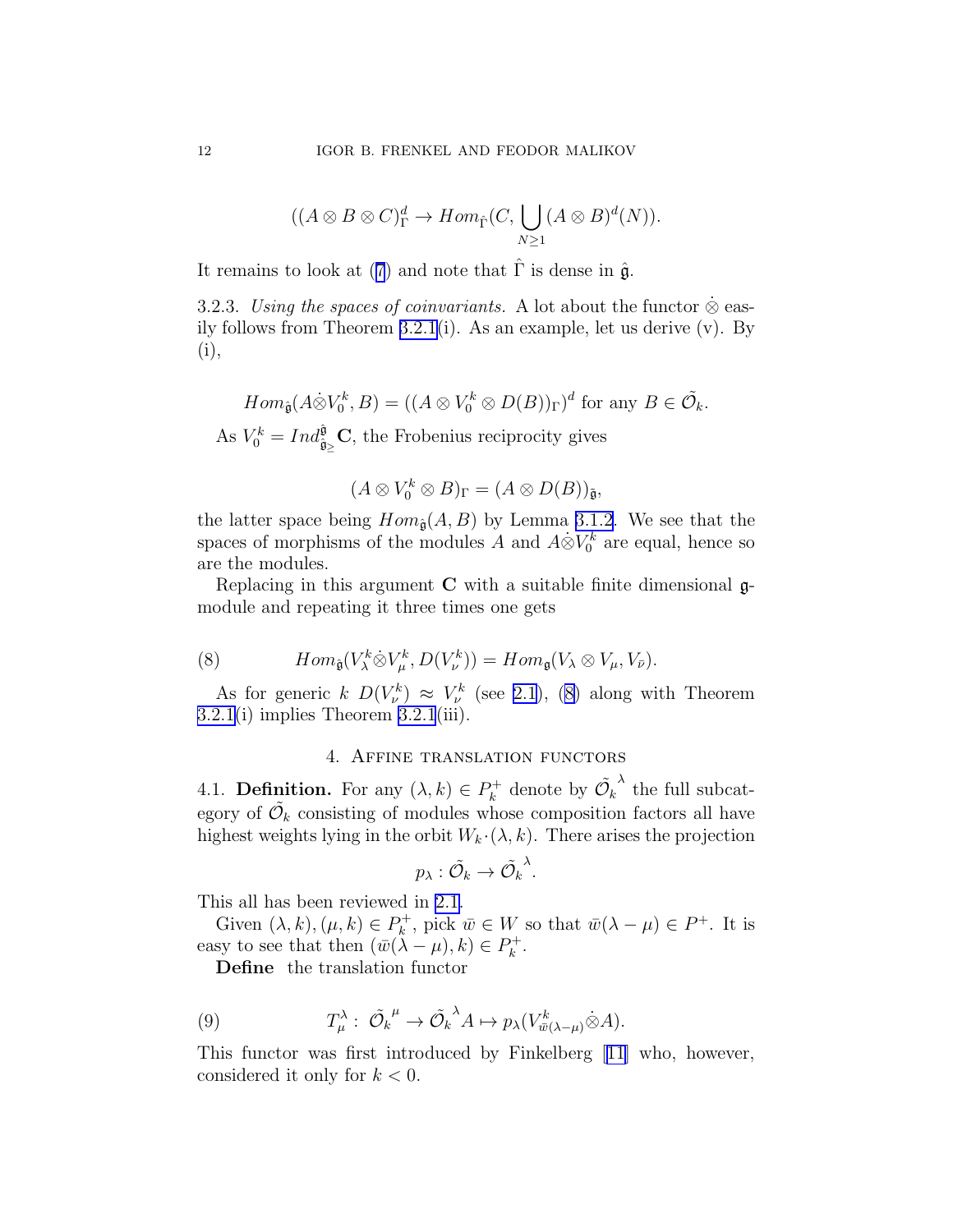$$((A \otimes B \otimes C)^d_\Gamma \to Hom_{\hat{\Gamma}}(C, \bigcup_{N \geq 1} (A \otimes B)^d(N)).$$

It remains to look at (7) and note that $\hat{\Gamma}$ is dense in $\hat{\mathfrak{g}}$.

3.2.3. *Using the spaces of coinvariants.* A lot about the functor $\dot{\otimes}$ easily follows from Theorem 3.2.1(i). As an example, let us derive (v). By (i),

$$Hom_{\hat{\mathfrak{g}}}(A \dot{\otimes} V_0^k, B) = ((A \otimes V_0^k \otimes D(B))_\Gamma)^d \text{ for any } B \in \tilde{\mathcal{O}}_k.$$

As $V_0^k = Ind_{\hat{\mathfrak{g}}_{\geq}}^{\hat{\mathfrak{g}}} \mathbf{C}$, the Frobenius reciprocity gives

$$(A \otimes V_0^k \otimes B)_\Gamma = (A \otimes D(B))_{\hat{\mathfrak{g}}},$$

the latter space being $Hom_{\hat{\mathfrak{g}}}(A, B)$ by Lemma 3.1.2. We see that the spaces of morphisms of the modules $A$ and $A \dot{\otimes} V_0^k$ are equal, hence so are the modules.

Replacing in this argument $\mathbf{C}$ with a suitable finite dimensional $\mathfrak{g}$-module and repeating it three times one gets

$$Hom_{\hat{\mathfrak{g}}}(V_\lambda^k \dot{\otimes} V_\mu^k, D(V_\nu^k)) = Hom_{\mathfrak{g}}(V_\lambda \otimes V_\mu, V_{\bar{\nu}}). \tag{8}$$

As for generic $k$ $D(V_\nu^k) \approx V_\nu^k$ (see 2.1), (8) along with Theorem 3.2.1(i) implies Theorem 3.2.1(iii).

## 4. Affine translation functors

4.1. **Definition.** For any $(\lambda, k) \in P_k^+$ denote by $\tilde{\mathcal{O}}_k^{\,\lambda}$ the full subcategory of $\tilde{\mathcal{O}}_k$ consisting of modules whose composition factors all have highest weights lying in the orbit $W_k \cdot (\lambda, k)$. There arises the projection

$$p_\lambda : \tilde{\mathcal{O}}_k \to \tilde{\mathcal{O}}_k^{\,\lambda}.$$

This all has been reviewed in 2.1.

Given $(\lambda, k), (\mu, k) \in P_k^+$, pick $\bar{w} \in W$ so that $\bar{w}(\lambda - \mu) \in P^+$. It is easy to see that then $(\bar{w}(\lambda - \mu), k) \in P_k^+$.

**Define** the translation functor

$$T_\mu^\lambda : \ \tilde{\mathcal{O}}_k^{\,\mu} \to \tilde{\mathcal{O}}_k^{\,\lambda} A \mapsto p_\lambda(V_{\bar{w}(\lambda-\mu)}^k \dot{\otimes} A). \tag{9}$$

This functor was first introduced by Finkelberg [11] who, however, considered it only for $k < 0$.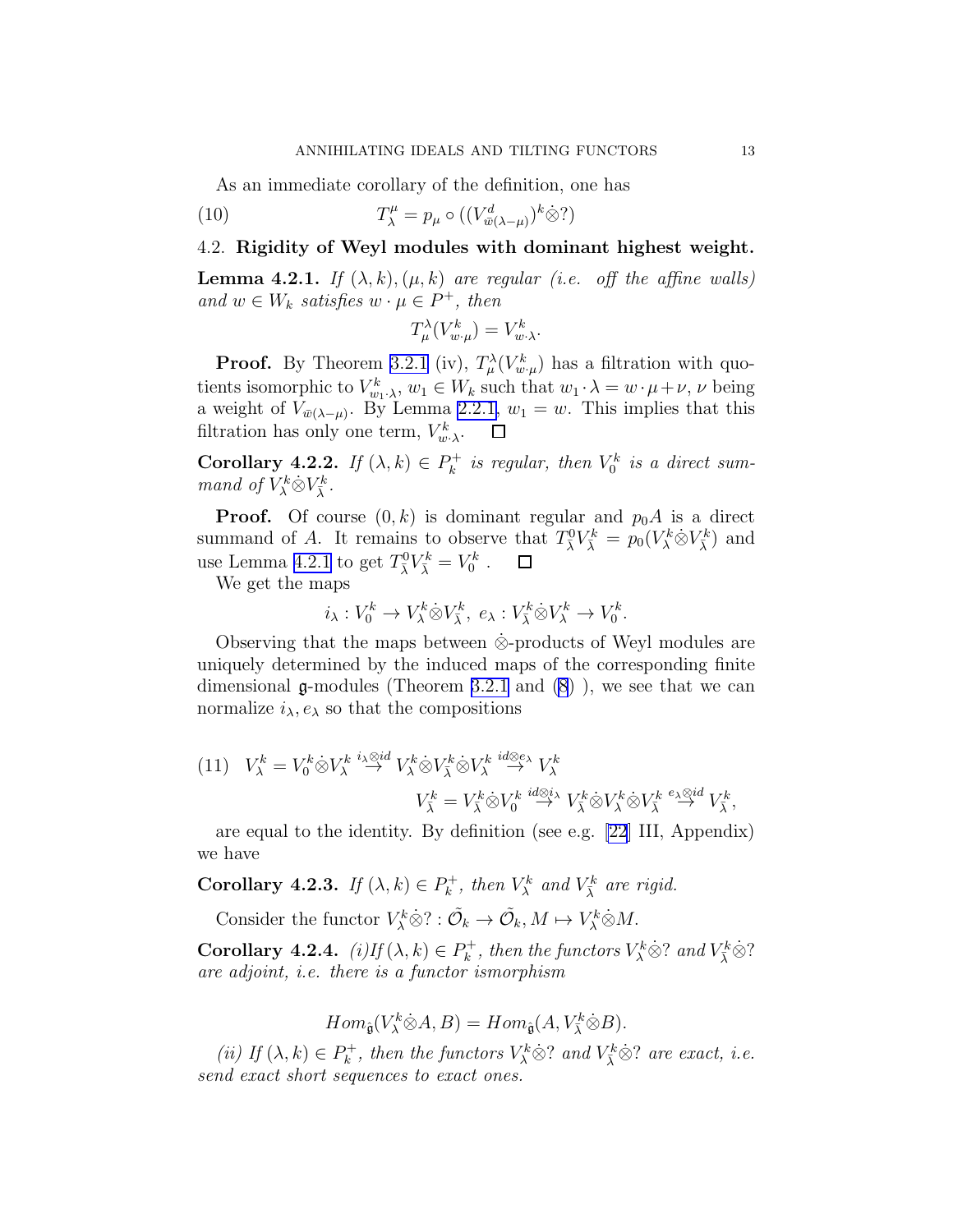As an immediate corollary of the definition, one has

$$T_\lambda^\mu = p_\mu \circ ((V^d_{\bar{w}(\lambda-\mu)})^k \dot{\otimes} ?) \tag{10}$$

## 4.2. Rigidity of Weyl modules with dominant highest weight.

**Lemma 4.2.1.** *If $(\lambda, k), (\mu, k)$ are regular (i.e. off the affine walls) and $w \in W_k$ satisfies $w \cdot \mu \in P^+$, then*

$$T_\mu^\lambda(V^k_{w\cdot\mu}) = V^k_{w\cdot\lambda}.$$

**Proof.** By Theorem 3.2.1 (iv), $T_\mu^\lambda(V^k_{w\cdot\mu})$ has a filtration with quotients isomorphic to $V^k_{w_1\cdot\lambda}$, $w_1 \in W_k$ such that $w_1 \cdot \lambda = w \cdot \mu + \nu$, $\nu$ being a weight of $V_{\bar{w}(\lambda-\mu)}$. By Lemma 2.2.1, $w_1 = w$. This implies that this filtration has only one term, $V^k_{w\cdot\lambda}$. $\square$

**Corollary 4.2.2.** *If $(\lambda, k) \in P_k^+$ is regular, then $V_0^k$ is a direct summand of $V_\lambda^k \dot{\otimes} V_{\bar{\lambda}}^k$.*

**Proof.** Of course $(0, k)$ is dominant regular and $p_0 A$ is a direct summand of $A$. It remains to observe that $T^0_{\bar{\lambda}} V^k_{\bar{\lambda}} = p_0(V^k_\lambda \dot{\otimes} V^k_{\bar{\lambda}})$ and use Lemma 4.2.1 to get $T^0_{\bar{\lambda}} V^k_{\bar{\lambda}} = V^k_0$ . $\square$

We get the maps

$$i_\lambda : V_0^k \to V_\lambda^k \dot{\otimes} V_{\bar{\lambda}}^k, \ e_\lambda : V_{\bar{\lambda}}^k \dot{\otimes} V_\lambda^k \to V_0^k.$$

Observing that the maps between $\dot{\otimes}$-products of Weyl modules are uniquely determined by the induced maps of the corresponding finite dimensional $\mathfrak{g}$-modules (Theorem 3.2.1 and (8) ), we see that we can normalize $i_\lambda, e_\lambda$ so that the compositions

$$\begin{aligned} V_\lambda^k = V_0^k \dot{\otimes} V_\lambda^k &\overset{i_\lambda \otimes id}{\to} V_\lambda^k \dot{\otimes} V_{\bar{\lambda}}^k \dot{\otimes} V_\lambda^k \overset{id \otimes e_\lambda}{\to} V_\lambda^k \\ V_{\bar{\lambda}}^k = V_{\bar{\lambda}}^k \dot{\otimes} V_0^k &\overset{id \otimes i_\lambda}{\to} V_{\bar{\lambda}}^k \dot{\otimes} V_\lambda^k \dot{\otimes} V_{\bar{\lambda}}^k \overset{e_\lambda \otimes id}{\to} V_{\bar{\lambda}}^k, \end{aligned} \tag{11}$$

are equal to the identity. By definition (see e.g. [22] III, Appendix) we have

**Corollary 4.2.3.** *If $(\lambda, k) \in P_k^+$, then $V_\lambda^k$ and $V_{\bar{\lambda}}^k$ are rigid.*

Consider the functor $V_\lambda^k \dot{\otimes} ? : \tilde{\mathcal{O}}_k \to \tilde{\mathcal{O}}_k, M \mapsto V_\lambda^k \dot{\otimes} M$.

**Corollary 4.2.4.** *(i)If $(\lambda, k) \in P_k^+$, then the functors $V_\lambda^k \dot{\otimes} ?$ and $V_{\bar{\lambda}}^k \dot{\otimes} ?$ are adjoint, i.e. there is a functor ismorphism*

$$Hom_{\hat{\mathfrak{g}}}(V_\lambda^k \dot{\otimes} A, B) = Hom_{\hat{\mathfrak{g}}}(A, V_{\bar{\lambda}}^k \dot{\otimes} B).$$

*(ii) If $(\lambda, k) \in P_k^+$, then the functors $V_\lambda^k \dot{\otimes} ?$ and $V_{\bar{\lambda}}^k \dot{\otimes} ?$ are exact, i.e. send exact short sequences to exact ones.*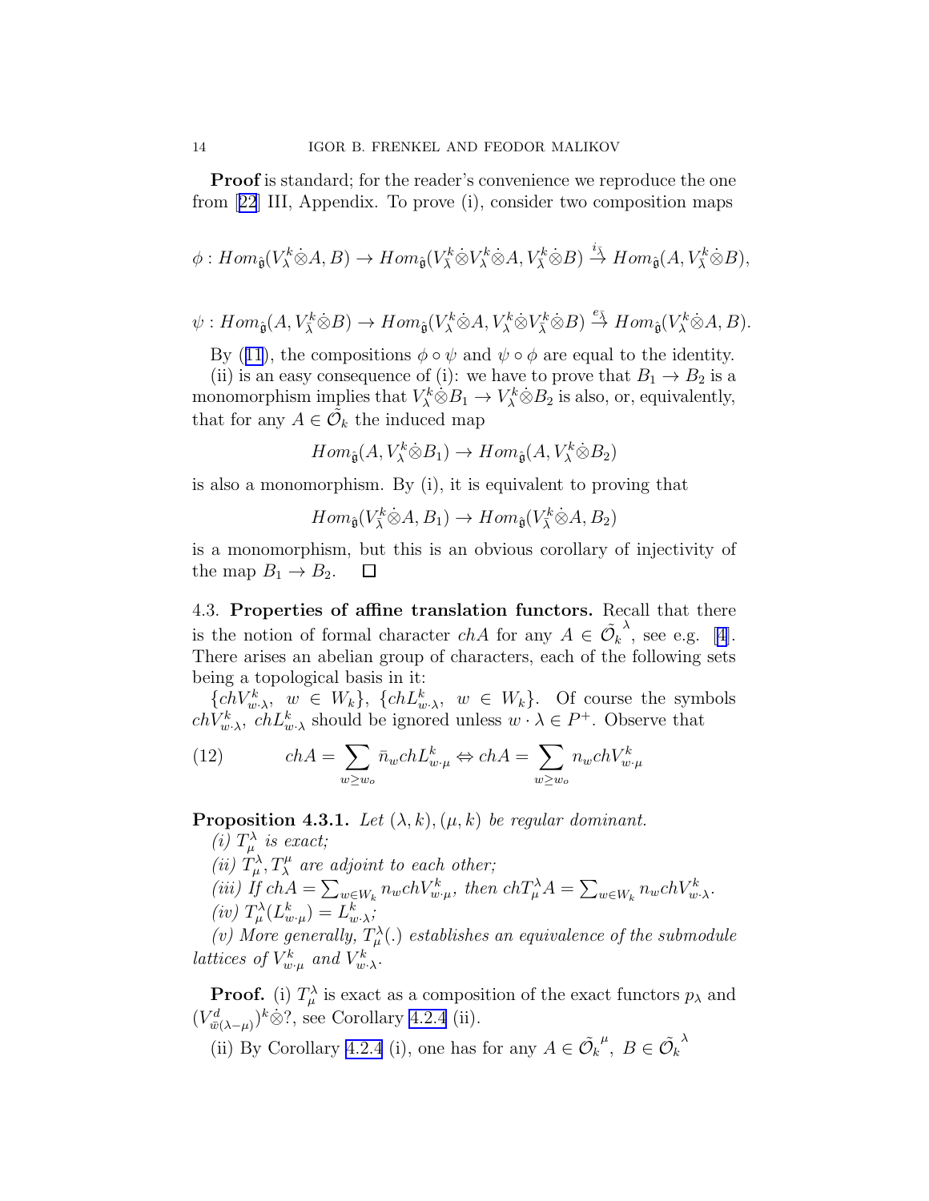**Proof** is standard; for the reader's convenience we reproduce the one from [22] III, Appendix. To prove (i), consider two composition maps

$$\phi: Hom_{\hat{\mathfrak{g}}}(V^k_\lambda \dot{\otimes} A, B) \to Hom_{\hat{\mathfrak{g}}}(V^k_{\bar{\lambda}} \dot{\otimes} V^k_\lambda \dot{\otimes} A, V^k_{\bar{\lambda}} \dot{\otimes} B) \stackrel{i_{\bar{\lambda}}}{\to} Hom_{\hat{\mathfrak{g}}}(A, V^k_{\bar{\lambda}} \dot{\otimes} B),$$

$$\psi: Hom_{\hat{\mathfrak{g}}}(A, V^k_{\bar{\lambda}} \dot{\otimes} B) \to Hom_{\hat{\mathfrak{g}}}(V^k_\lambda \dot{\otimes} A, V^k_\lambda \dot{\otimes} V^k_{\bar{\lambda}} \dot{\otimes} B) \stackrel{e_{\bar{\lambda}}}{\to} Hom_{\hat{\mathfrak{g}}}(V^k_\lambda \dot{\otimes} A, B).$$

By (11), the compositions $\phi \circ \psi$ and $\psi \circ \phi$ are equal to the identity.

(ii) is an easy consequence of (i): we have to prove that $B_1 \to B_2$ is a monomorphism implies that $V^k_\lambda \dot{\otimes} B_1 \to V^k_\lambda \dot{\otimes} B_2$ is also, or, equivalently, that for any $A \in \tilde{\mathcal{O}}_k$ the induced map

$$Hom_{\hat{\mathfrak{g}}}(A, V^k_\lambda \dot{\otimes} B_1) \to Hom_{\hat{\mathfrak{g}}}(A, V^k_\lambda \dot{\otimes} B_2)$$

is also a monomorphism. By (i), it is equivalent to proving that

$$Hom_{\hat{\mathfrak{g}}}(V^k_{\bar{\lambda}} \dot{\otimes} A, B_1) \to Hom_{\hat{\mathfrak{g}}}(V^k_{\bar{\lambda}} \dot{\otimes} A, B_2)$$

is a monomorphism, but this is an obvious corollary of injectivity of the map $B_1 \to B_2$. $\square$

4.3. **Properties of affine translation functors.** Recall that there is the notion of formal character $chA$ for any $A \in \tilde{\mathcal{O}_k}^\lambda$, see e.g. [4]. There arises an abelian group of characters, each of the following sets being a topological basis in it:

$\{chV^k_{w\cdot\lambda},\ w \in W_k\}$, $\{chL^k_{w\cdot\lambda},\ w \in W_k\}$. Of course the symbols $chV^k_{w\cdot\lambda}$, $chL^k_{w\cdot\lambda}$ should be ignored unless $w\cdot\lambda \in P^+$. Observe that

$$chA = \sum_{w \geq w_o} \bar{n}_w chL^k_{w\cdot\mu} \Leftrightarrow chA = \sum_{w \geq w_o} n_w chV^k_{w\cdot\mu} \tag{12}$$

**Proposition 4.3.1.** *Let $(\lambda, k), (\mu, k)$ be regular dominant.*

*(i) $T^\lambda_\mu$ is exact;*

*(ii) $T^\lambda_\mu, T^\mu_\lambda$ are adjoint to each other;*

*(iii) If $chA = \sum_{w \in W_k} n_w chV^k_{w\cdot\mu}$, then $chT^\lambda_\mu A = \sum_{w \in W_k} n_w chV^k_{w\cdot\lambda}$.*

*(iv) $T^\lambda_\mu(L^k_{w\cdot\mu}) = L^k_{w\cdot\lambda}$;*

*(v) More generally, $T^\lambda_\mu(.)$ establishes an equivalence of the submodule lattices of $V^k_{w\cdot\mu}$ and $V^k_{w\cdot\lambda}$.*

**Proof.** (i) $T^\lambda_\mu$ is exact as a composition of the exact functors $p_\lambda$ and $(V^d_{\bar{w}(\lambda-\mu)})^k \dot{\otimes} ?$, see Corollary 4.2.4 (ii).

(ii) By Corollary 4.2.4 (i), one has for any $A \in \tilde{\mathcal{O}_k}^\mu$, $B \in \tilde{\mathcal{O}_k}^\lambda$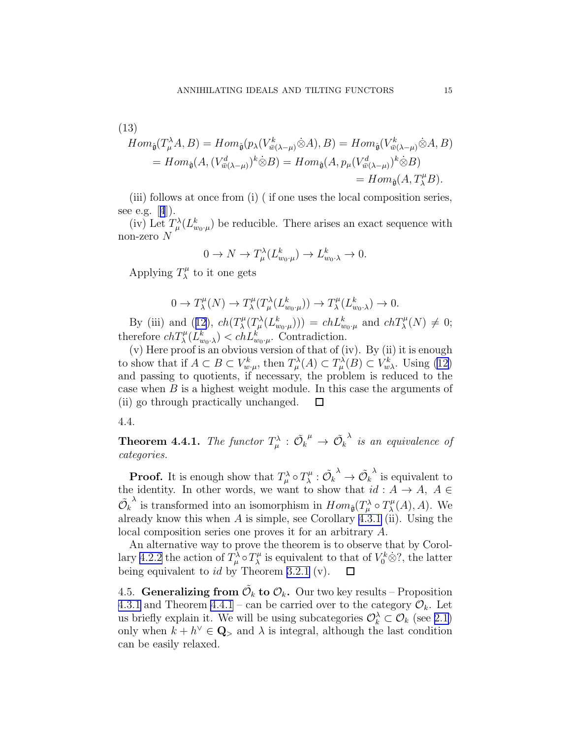(13)

$$
\begin{aligned}
Hom_{\hat{\mathfrak{g}}}(T^\lambda_\mu A, B) &= Hom_{\hat{\mathfrak{g}}}(p_\lambda(V^k_{\bar{w}(\lambda-\mu)}\dot{\otimes}A), B) = Hom_{\hat{\mathfrak{g}}}(V^k_{\bar{w}(\lambda-\mu)}\dot{\otimes}A, B) \\
&= Hom_{\hat{\mathfrak{g}}}(A, (V^d_{\bar{w}(\lambda-\mu)})^k\dot{\otimes}B) = Hom_{\hat{\mathfrak{g}}}(A, p_\mu(V^d_{\bar{w}(\lambda-\mu)})^k\dot{\otimes}B) \\
&= Hom_{\hat{\mathfrak{g}}}(A, T^\mu_\lambda B).
\end{aligned}
$$

(iii) follows at once from (i) ( if one uses the local composition series, see e.g. [4]).

(iv) Let $T^\lambda_\mu(L^k_{w_0\cdot\mu})$ be reducible. There arises an exact sequence with non-zero $N$

$$0 \to N \to T^\lambda_\mu(L^k_{w_0\cdot\mu}) \to L^k_{w_0\cdot\lambda} \to 0.$$

Applying $T^\mu_\lambda$ to it one gets

$$0 \to T^\mu_\lambda(N) \to T^\mu_\lambda(T^\lambda_\mu(L^k_{w_0\cdot\mu})) \to T^\mu_\lambda(L^k_{w_0\cdot\lambda}) \to 0.$$

By (iii) and (12), $ch(T^\mu_\lambda(T^\lambda_\mu(L^k_{w_0\cdot\mu}))) = chL^k_{w_0\cdot\mu}$ and $chT^\mu_\lambda(N) \neq 0$; therefore $chT^\mu_\lambda(L^k_{w_0\cdot\lambda}) < chL^k_{w_0\cdot\mu}$. Contradiction.

(v) Here proof is an obvious version of that of (iv). By (ii) it is enough to show that if $A \subset B \subset V^k_{w\cdot\mu}$, then $T^\lambda_\mu(A) \subset T^\lambda_\mu(B) \subset V^k_{w\lambda}$. Using (12) and passing to quotients, if necessary, the problem is reduced to the case when $B$ is a highest weight module. In this case the arguments of (ii) go through practically unchanged. $\square$

4.4.

**Theorem 4.4.1.** *The functor $T^\lambda_\mu : \tilde{\mathcal{O}_k}^\mu \to \tilde{\mathcal{O}_k}^\lambda$ is an equivalence of categories.*

**Proof.** It is enough show that $T^\lambda_\mu \circ T^\mu_\lambda : \tilde{\mathcal{O}_k}^\lambda \to \tilde{\mathcal{O}_k}^\lambda$ is equivalent to the identity. In other words, we want to show that $id : A \to A,\ A \in \tilde{\mathcal{O}_k}^\lambda$ is transformed into an isomorphism in $Hom_{\hat{\mathfrak{g}}}(T^\lambda_\mu \circ T^\mu_\lambda(A), A)$. We already know this when $A$ is simple, see Corollary 4.3.1 (ii). Using the local composition series one proves it for an arbitrary $A$.

An alternative way to prove the theorem is to observe that by Corollary 4.2.2 the action of $T^\lambda_\mu \circ T^\mu_\lambda$ is equivalent to that of $V^k_0\dot{\otimes}?$, the latter being equivalent to $id$ by Theorem 3.2.1 (v). $\square$

4.5. **Generalizing from $\tilde{\mathcal{O}}_k$ to $\mathcal{O}_k$.** Our two key results – Proposition 4.3.1 and Theorem 4.4.1 – can be carried over to the category $\mathcal{O}_k$. Let us briefly explain it. We will be using subcategories $\mathcal{O}^\lambda_k \subset \mathcal{O}_k$ (see 2.1) only when $k + h^\vee \in \mathbf{Q}_>$ and $\lambda$ is integral, although the last condition can be easily relaxed.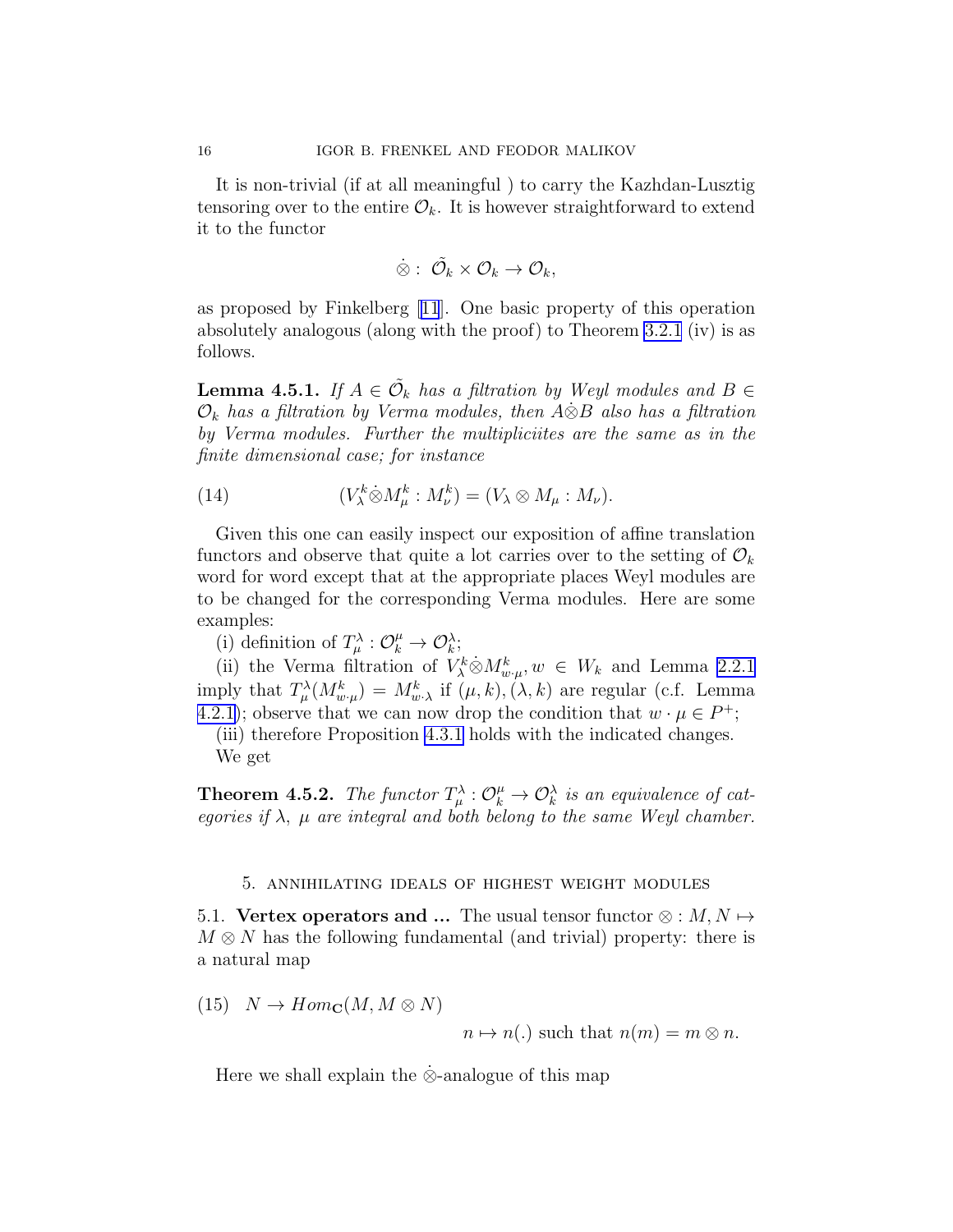It is non-trivial (if at all meaningful ) to carry the Kazhdan-Lusztig tensoring over to the entire $\mathcal{O}_k$. It is however straightforward to extend it to the functor

$$\dot{\otimes}: \tilde{\mathcal{O}}_k \times \mathcal{O}_k \to \mathcal{O}_k,$$

as proposed by Finkelberg [11]. One basic property of this operation absolutely analogous (along with the proof) to Theorem 3.2.1 (iv) is as follows.

**Lemma 4.5.1.** *If $A \in \tilde{\mathcal{O}}_k$ has a filtration by Weyl modules and $B \in \mathcal{O}_k$ has a filtration by Verma modules, then $A\dot{\otimes}B$ also has a filtration by Verma modules. Further the multipliciites are the same as in the finite dimensional case; for instance*

$$(V_\lambda^k \dot{\otimes} M_\mu^k : M_\nu^k) = (V_\lambda \otimes M_\mu : M_\nu). \tag{14}$$

Given this one can easily inspect our exposition of affine translation functors and observe that quite a lot carries over to the setting of $\mathcal{O}_k$ word for word except that at the appropriate places Weyl modules are to be changed for the corresponding Verma modules. Here are some examples:

(i) definition of $T_\mu^\lambda : \mathcal{O}_k^\mu \to \mathcal{O}_k^\lambda$;

(ii) the Verma filtration of $V_\lambda^k \dot{\otimes} M_{w\cdot\mu}^k, w \in W_k$ and Lemma 2.2.1 imply that $T_\mu^\lambda(M_{w\cdot\mu}^k) = M_{w\cdot\lambda}^k$ if $(\mu, k), (\lambda, k)$ are regular (c.f. Lemma 4.2.1); observe that we can now drop the condition that $w \cdot \mu \in P^+$;

(iii) therefore Proposition 4.3.1 holds with the indicated changes.

We get

**Theorem 4.5.2.** *The functor $T_\mu^\lambda : \mathcal{O}_k^\mu \to \mathcal{O}_k^\lambda$ is an equivalence of categories if $\lambda$, $\mu$ are integral and both belong to the same Weyl chamber.*

## 5. Annihilating ideals of highest weight modules

5.1. **Vertex operators and ...** The usual tensor functor $\otimes : M, N \mapsto M \otimes N$ has the following fundamental (and trivial) property: there is a natural map

$$N \to Hom_{\mathbf{C}}(M, M \otimes N) \tag{15}$$

$$n \mapsto n(.) \text{ such that } n(m) = m \otimes n.$$

Here we shall explain the $\dot{\otimes}$-analogue of this map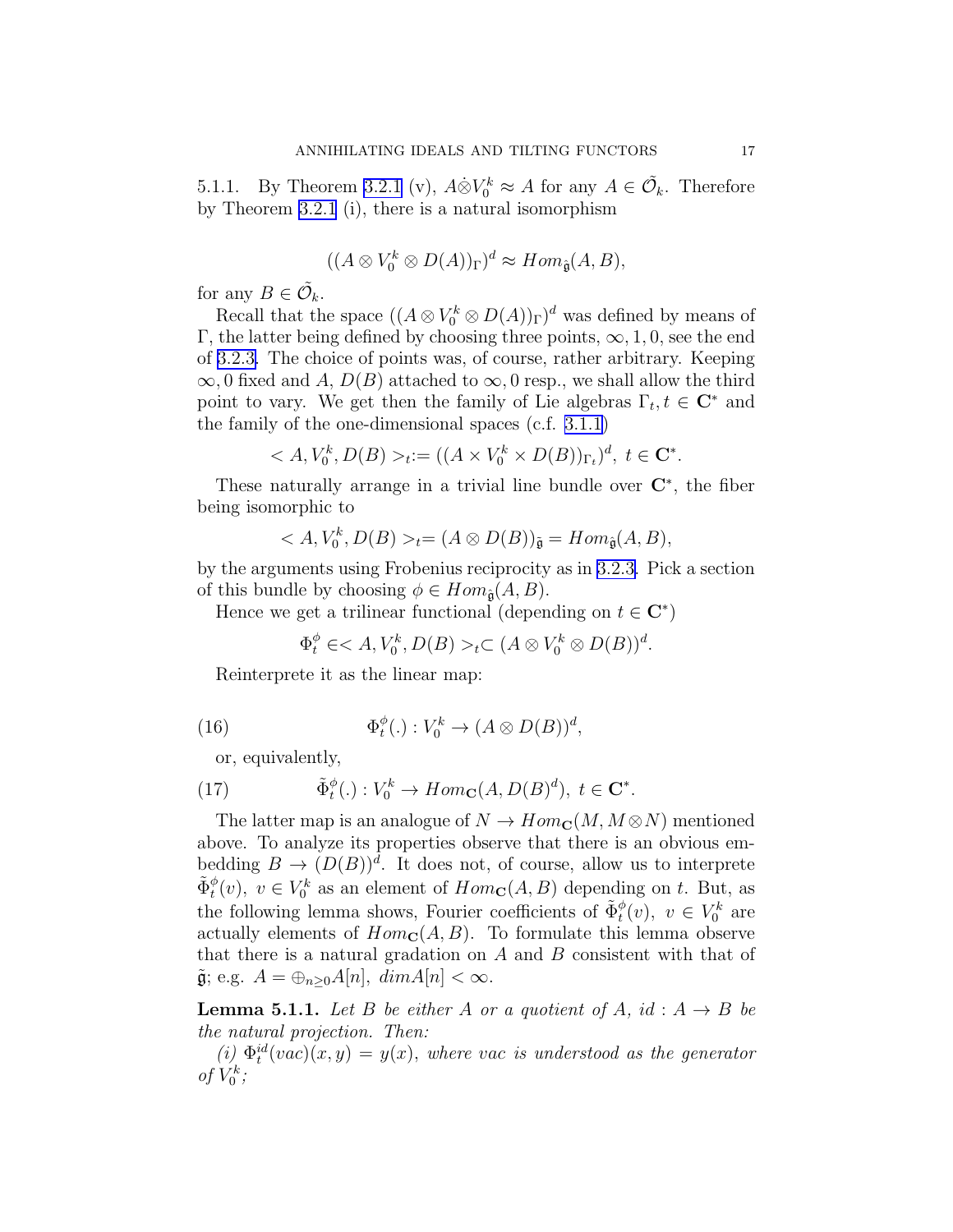5.1.1. By Theorem 3.2.1 (v), $A\dot{\otimes}V_0^k \approx A$ for any $A \in \tilde{\mathcal{O}}_k$. Therefore by Theorem 3.2.1 (i), there is a natural isomorphism

$$((A \otimes V_0^k \otimes D(A))_\Gamma)^d \approx Hom_{\hat{\mathfrak{g}}}(A, B),$$

for any $B \in \tilde{\mathcal{O}}_k$.

Recall that the space $((A \otimes V_0^k \otimes D(A))_\Gamma)^d$ was defined by means of $\Gamma$, the latter being defined by choosing three points, $\infty, 1, 0$, see the end of 3.2.3. The choice of points was, of course, rather arbitrary. Keeping $\infty, 0$ fixed and $A$, $D(B)$ attached to $\infty, 0$ resp., we shall allow the third point to vary. We get then the family of Lie algebras $\Gamma_t, t \in \mathbf{C}^*$ and the family of the one-dimensional spaces (c.f. 3.1.1)

$$< A, V_0^k, D(B) >_t := ((A \times V_0^k \times D(B))_{\Gamma_t})^d,\ t \in \mathbf{C}^*.$$

These naturally arrange in a trivial line bundle over $\mathbf{C}^*$, the fiber being isomorphic to

$$< A, V_0^k, D(B) >_t = (A \otimes D(B))_{\tilde{\mathfrak{g}}} = Hom_{\hat{\mathfrak{g}}}(A, B),$$

by the arguments using Frobenius reciprocity as in 3.2.3. Pick a section of this bundle by choosing $\phi \in Hom_{\hat{\mathfrak{g}}}(A, B)$.

Hence we get a trilinear functional (depending on $t \in \mathbf{C}^*$)

$$\Phi_t^\phi \in < A, V_0^k, D(B) >_t \subset (A \otimes V_0^k \otimes D(B))^d.$$

Reinterprete it as the linear map:

$$\Phi_t^\phi(.) : V_0^k \to (A \otimes D(B))^d, \tag{16}$$

or, equivalently,

$$\tilde{\Phi}_t^\phi(.) : V_0^k \to Hom_{\mathbf{C}}(A, D(B)^d),\ t \in \mathbf{C}^*. \tag{17}$$

The latter map is an analogue of $N \to Hom_{\mathbf{C}}(M, M \otimes N)$ mentioned above. To analyze its properties observe that there is an obvious embedding $B \to (D(B))^d$. It does not, of course, allow us to interprete $\tilde{\Phi}_t^\phi(v),\ v \in V_0^k$ as an element of $Hom_{\mathbf{C}}(A, B)$ depending on $t$. But, as the following lemma shows, Fourier coefficients of $\tilde{\Phi}_t^\phi(v),\ v \in V_0^k$ are actually elements of $Hom_{\mathbf{C}}(A, B)$. To formulate this lemma observe that there is a natural gradation on $A$ and $B$ consistent with that of $\tilde{\mathfrak{g}}$; e.g. $A = \oplus_{n \geq 0} A[n],\ dim A[n] < \infty$.

**Lemma 5.1.1.** *Let $B$ be either $A$ or a quotient of $A$, $id : A \to B$ be the natural projection. Then:*

*(i) $\Phi_t^{id}(vac)(x, y) = y(x)$, where vac is understood as the generator of $V_0^k$;*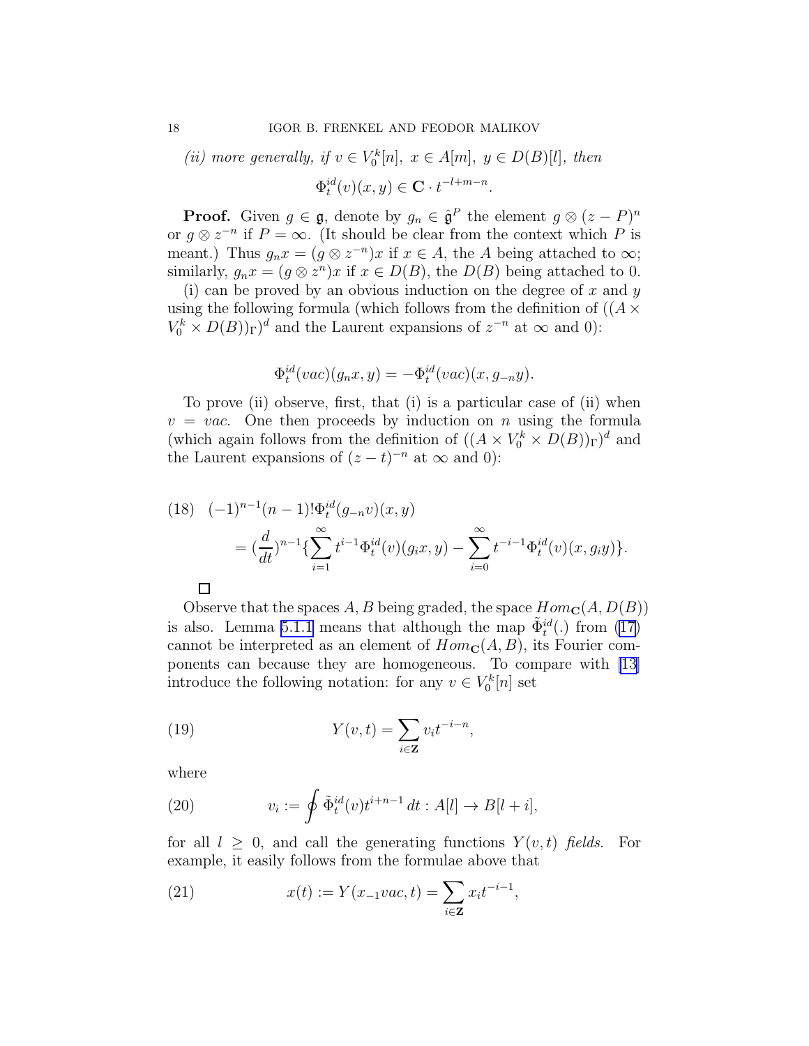*(ii) more generally, if $v \in V_0^k[n],\ x \in A[m],\ y \in D(B)[l]$, then*

$$\Phi_t^{id}(v)(x,y) \in \mathbf{C} \cdot t^{-l+m-n}.$$

**Proof.** Given $g \in \mathfrak{g}$, denote by $g_n \in \hat{\mathfrak{g}}^P$ the element $g \otimes (z-P)^n$ or $g \otimes z^{-n}$ if $P = \infty$. (It should be clear from the context which $P$ is meant.) Thus $g_n x = (g \otimes z^{-n})x$ if $x \in A$, the $A$ being attached to $\infty$; similarly, $g_n x = (g \otimes z^n)x$ if $x \in D(B)$, the $D(B)$ being attached to 0.

(i) can be proved by an obvious induction on the degree of $x$ and $y$ using the following formula (which follows from the definition of $((A \times V_0^k \times D(B))_\Gamma)^d$ and the Laurent expansions of $z^{-n}$ at $\infty$ and 0):

$$\Phi_t^{id}(vac)(g_n x, y) = -\Phi_t^{id}(vac)(x, g_{-n} y).$$

To prove (ii) observe, first, that (i) is a particular case of (ii) when $v = vac$. One then proceeds by induction on $n$ using the formula (which again follows from the definition of $((A \times V_0^k \times D(B))_\Gamma)^d$ and the Laurent expansions of $(z-t)^{-n}$ at $\infty$ and 0):

$$(18)\quad (-1)^{n-1}(n-1)!\Phi_t^{id}(g_{-n}v)(x,y) = (\frac{d}{dt})^{n-1}\{\sum_{i=1}^{\infty} t^{i-1}\Phi_t^{id}(v)(g_i x, y) - \sum_{i=0}^{\infty} t^{-i-1}\Phi_t^{id}(v)(x, g_i y)\}.$$

□

Observe that the spaces $A, B$ being graded, the space $Hom_{\mathbf{C}}(A, D(B))$ is also. Lemma 5.1.1 means that although the map $\tilde{\Phi}_t^{id}(.)$ from (17) cannot be interpreted as an element of $Hom_{\mathbf{C}}(A, B)$, its Fourier components can because they are homogeneous. To compare with [13] introduce the following notation: for any $v \in V_0^k[n]$ set

$$(19)\qquad Y(v,t) = \sum_{i \in \mathbf{Z}} v_i t^{-i-n},$$

where

$$(20)\qquad v_i := \oint \tilde{\Phi}_t^{id}(v) t^{i+n-1}\, dt : A[l] \to B[l+i],$$

for all $l \geq 0$, and call the generating functions $Y(v,t)$ *fields*. For example, it easily follows from the formulae above that

$$(21)\qquad x(t) := Y(x_{-1}vac, t) = \sum_{i \in \mathbf{Z}} x_i t^{-i-1},$$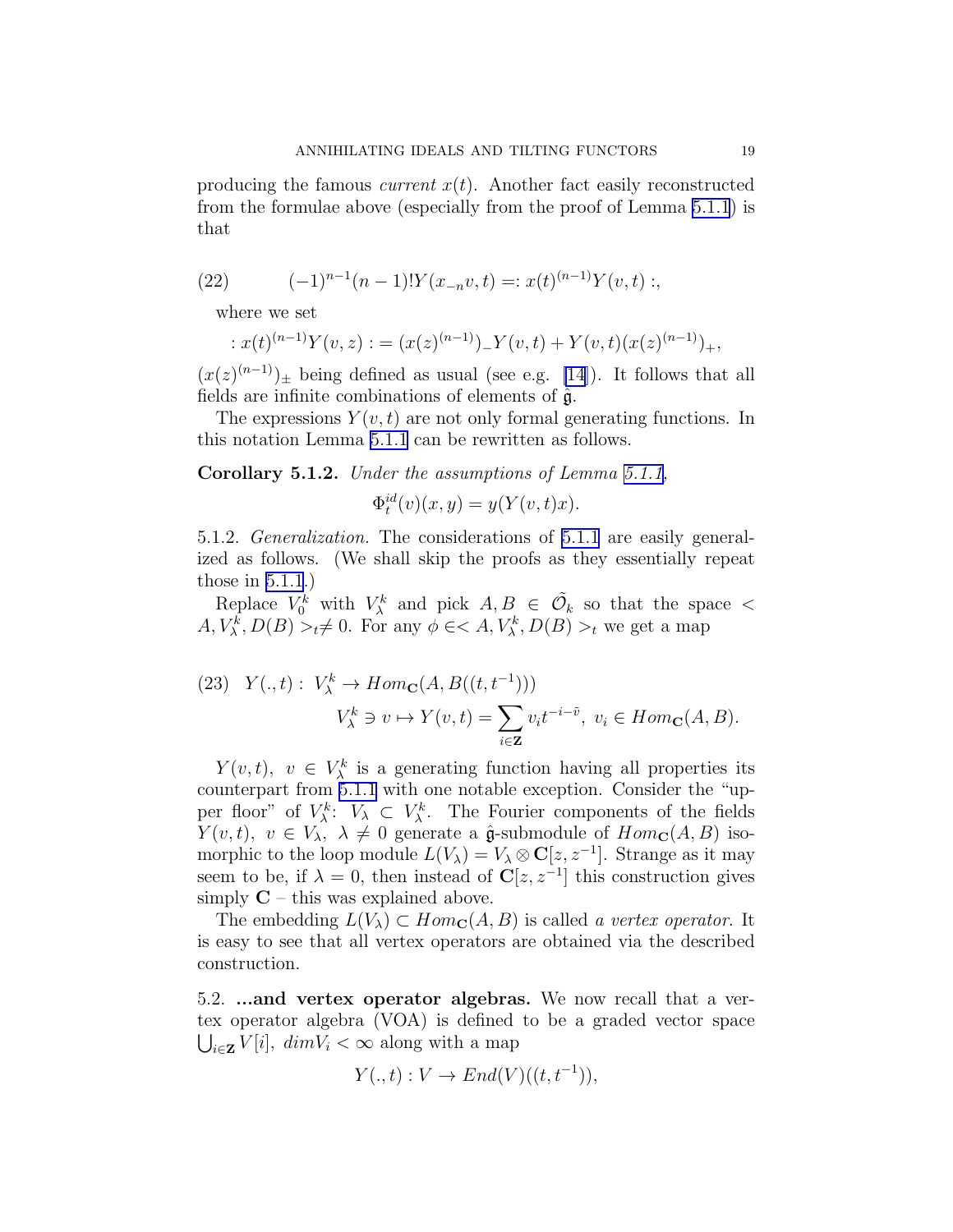producing the famous *current* $x(t)$. Another fact easily reconstructed from the formulae above (especially from the proof of Lemma 5.1.1) is that

$$(-1)^{n-1}(n-1)!Y(x_{-n}v,t) =: x(t)^{(n-1)}Y(v,t) :, \tag{22}$$

where we set

$$: x(t)^{(n-1)}Y(v,z) := (x(z)^{(n-1)})_- Y(v,t) + Y(v,t)(x(z)^{(n-1)})_+,$$

$(x(z)^{(n-1)})_\pm$ being defined as usual (see e.g. [14]). It follows that all fields are infinite combinations of elements of $\hat{\mathfrak{g}}$.

The expressions $Y(v,t)$ are not only formal generating functions. In this notation Lemma 5.1.1 can be rewritten as follows.

**Corollary 5.1.2.** *Under the assumptions of Lemma 5.1.1,*

$$\Phi_t^{id}(v)(x,y) = y(Y(v,t)x).$$

5.1.2. *Generalization.* The considerations of 5.1.1 are easily generalized as follows. (We shall skip the proofs as they essentially repeat those in 5.1.1.)

Replace $V_0^k$ with $V_\lambda^k$ and pick $A, B \in \tilde{\mathcal{O}}_k$ so that the space $< A, V_\lambda^k, D(B) >_t \neq 0$. For any $\phi \in < A, V_\lambda^k, D(B) >_t$ we get a map

$$\begin{aligned} &Y(.,t) : \ V_\lambda^k \to Hom_{\mathbf{C}}(A, B((t,t^{-1}))) \\ &\qquad V_\lambda^k \ni v \mapsto Y(v,t) = \sum_{i\in\mathbf{Z}} v_i t^{-i-\tilde{v}}, \ v_i \in Hom_{\mathbf{C}}(A,B). \end{aligned} \tag{23}$$

$Y(v,t), \ v \in V_\lambda^k$ is a generating function having all properties its counterpart from 5.1.1 with one notable exception. Consider the "upper floor" of $V_\lambda^k$: $V_\lambda \subset V_\lambda^k$. The Fourier components of the fields $Y(v,t), \ v \in V_\lambda, \ \lambda \neq 0$ generate a $\hat{\mathfrak{g}}$-submodule of $Hom_{\mathbf{C}}(A,B)$ isomorphic to the loop module $L(V_\lambda) = V_\lambda \otimes \mathbf{C}[z, z^{-1}]$. Strange as it may seem to be, if $\lambda = 0$, then instead of $\mathbf{C}[z, z^{-1}]$ this construction gives simply $\mathbf{C}$ – this was explained above.

The embedding $L(V_\lambda) \subset Hom_{\mathbf{C}}(A,B)$ is called *a vertex operator*. It is easy to see that all vertex operators are obtained via the described construction.

5.2. **...and vertex operator algebras.** We now recall that a vertex operator algebra (VOA) is defined to be a graded vector space $\bigcup_{i\in\mathbf{Z}} V[i], \ dim V_i < \infty$ along with a map

$$Y(.,t) : V \to End(V)((t,t^{-1})),$$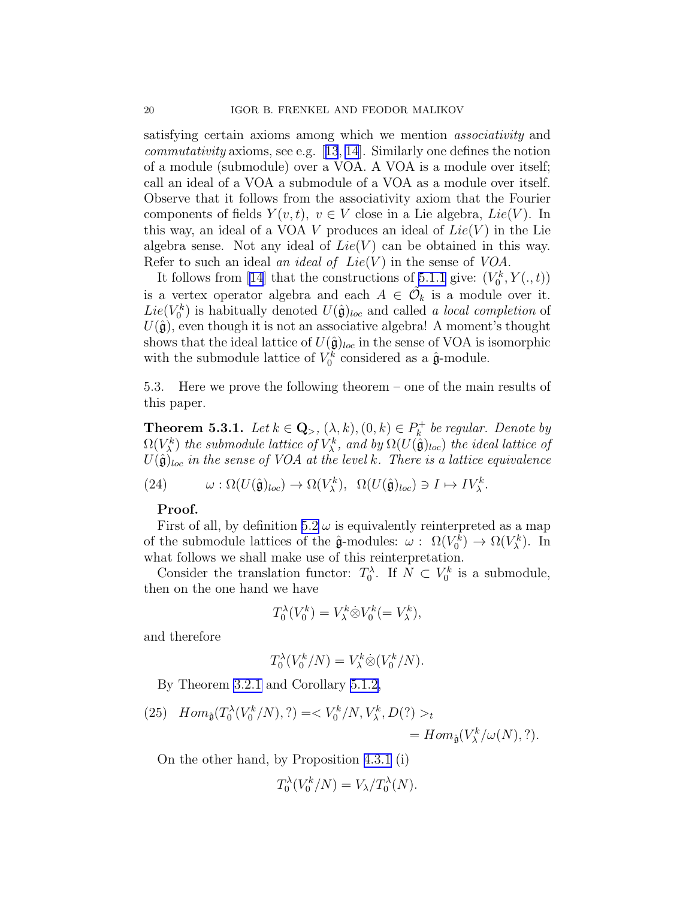satisfying certain axioms among which we mention *associativity* and *commutativity* axioms, see e.g. [13, 14]. Similarly one defines the notion of a module (submodule) over a VOA. A VOA is a module over itself; call an ideal of a VOA a submodule of a VOA as a module over itself. Observe that it follows from the associativity axiom that the Fourier components of fields $Y(v,t),\ v\in V$ close in a Lie algebra, $Lie(V)$. In this way, an ideal of a VOA $V$ produces an ideal of $Lie(V)$ in the Lie algebra sense. Not any ideal of $Lie(V)$ can be obtained in this way. Refer to such an ideal *an ideal of* $Lie(V)$ in the sense of *VOA*.

It follows from [14] that the constructions of 5.1.1 give: $(V_0^k, Y(.,t))$ is a vertex operator algebra and each $A\in \tilde{\mathcal{O}}_k$ is a module over it. $Lie(V_0^k)$ is habitually denoted $U(\hat{\mathfrak{g}})_{loc}$ and called *a local completion* of $U(\hat{\mathfrak{g}})$, even though it is not an associative algebra! A moment's thought shows that the ideal lattice of $U(\hat{\mathfrak{g}})_{loc}$ in the sense of VOA is isomorphic with the submodule lattice of $V_0^k$ considered as a $\hat{\mathfrak{g}}$-module.

5.3. Here we prove the following theorem – one of the main results of this paper.

**Theorem 5.3.1.** *Let $k\in \mathbf{Q}_>$, $(\lambda,k),(0,k)\in P_k^+$ be regular. Denote by $\Omega(V_\lambda^k)$ the submodule lattice of $V_\lambda^k$, and by $\Omega(U(\hat{\mathfrak{g}})_{loc})$ the ideal lattice of $U(\hat{\mathfrak{g}})_{loc}$ in the sense of VOA at the level $k$. There is a lattice equivalence*

$$\omega:\Omega(U(\hat{\mathfrak{g}})_{loc})\to\Omega(V_\lambda^k),\ \ \Omega(U(\hat{\mathfrak{g}})_{loc})\ni I\mapsto IV_\lambda^k. \tag{24}$$

**Proof.**

First of all, by definition 5.2 $\omega$ is equivalently reinterpreted as a map of the submodule lattices of the $\hat{\mathfrak{g}}$-modules: $\omega:\ \Omega(V_0^k)\to\Omega(V_\lambda^k)$. In what follows we shall make use of this reinterpretation.

Consider the translation functor: $T_0^\lambda$. If $N\subset V_0^k$ is a submodule, then on the one hand we have

$$T_0^\lambda(V_0^k)=V_\lambda^k\dot{\otimes}V_0^k(=V_\lambda^k),$$

and therefore

$$T_0^\lambda(V_0^k/N)=V_\lambda^k\dot{\otimes}(V_0^k/N).$$

By Theorem 3.2.1 and Corollary 5.1.2,

$$Hom_{\hat{\mathfrak{g}}}(T_0^\lambda(V_0^k/N),?)=<V_0^k/N,V_\lambda^k,D(?)>_t = Hom_{\hat{\mathfrak{g}}}(V_\lambda^k/\omega(N),?). \tag{25}$$

On the other hand, by Proposition 4.3.1 (i)

$$T_0^\lambda(V_0^k/N)=V_\lambda/T_0^\lambda(N).$$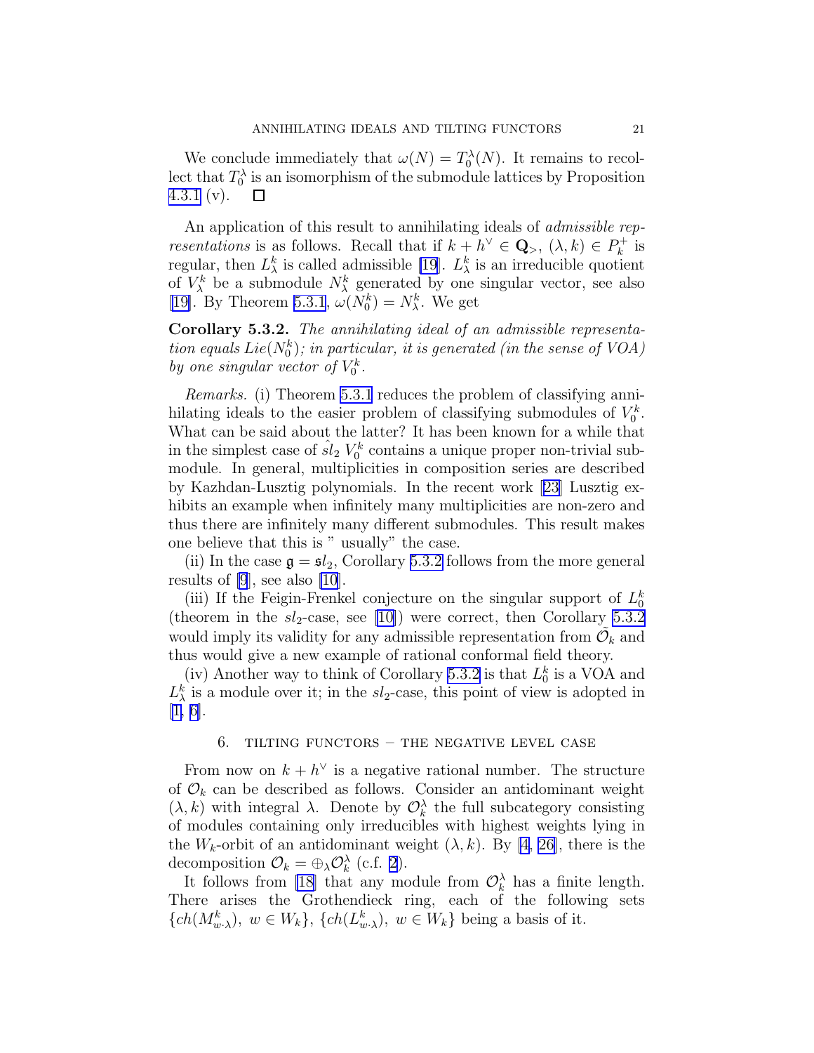We conclude immediately that $\omega(N) = T_0^\lambda(N)$. It remains to recollect that $T_0^\lambda$ is an isomorphism of the submodule lattices by Proposition 4.3.1 (v). $\square$

An application of this result to annihilating ideals of *admissible representations* is as follows. Recall that if $k + h^\vee \in \mathbf{Q}_>$, $(\lambda, k) \in P_k^+$ is regular, then $L_\lambda^k$ is called admissible [19]. $L_\lambda^k$ is an irreducible quotient of $V_\lambda^k$ be a submodule $N_\lambda^k$ generated by one singular vector, see also [19]. By Theorem 5.3.1, $\omega(N_0^k) = N_\lambda^k$. We get

**Corollary 5.3.2.** *The annihilating ideal of an admissible representation equals $Lie(N_0^k)$; in particular, it is generated (in the sense of VOA) by one singular vector of $V_0^k$.*

*Remarks.* (i) Theorem 5.3.1 reduces the problem of classifying annihilating ideals to the easier problem of classifying submodules of $V_0^k$. What can be said about the latter? It has been known for a while that in the simplest case of $\hat{sl}_2$ $V_0^k$ contains a unique proper non-trivial submodule. In general, multiplicities in composition series are described by Kazhdan-Lusztig polynomials. In the recent work [23] Lusztig exhibits an example when infinitely many multiplicities are non-zero and thus there are infinitely many different submodules. This result makes one believe that this is " usually" the case.

(ii) In the case $\mathfrak{g} = \mathfrak{sl}_2$, Corollary 5.3.2 follows from the more general results of [9], see also [10].

(iii) If the Feigin-Frenkel conjecture on the singular support of $L_0^k$ (theorem in the $sl_2$-case, see [10]) were correct, then Corollary 5.3.2 would imply its validity for any admissible representation from $\tilde{\mathcal{O}}_k$ and thus would give a new example of rational conformal field theory.

(iv) Another way to think of Corollary 5.3.2 is that $L_0^k$ is a VOA and $L_\lambda^k$ is a module over it; in the $sl_2$-case, this point of view is adopted in [1, 6].

## 6. Tilting functors – the negative level case

From now on $k + h^\vee$ is a negative rational number. The structure of $\mathcal{O}_k$ can be described as follows. Consider an antidominant weight $(\lambda, k)$ with integral $\lambda$. Denote by $\mathcal{O}_k^\lambda$ the full subcategory consisting of modules containing only irreducibles with highest weights lying in the $W_k$-orbit of an antidominant weight $(\lambda, k)$. By [4, 26], there is the decomposition $\mathcal{O}_k = \oplus_\lambda \mathcal{O}_k^\lambda$ (c.f. 2).

It follows from [18] that any module from $\mathcal{O}_k^\lambda$ has a finite length. There arises the Grothendieck ring, each of the following sets $\{ch(M_{w\cdot\lambda}^k),\ w \in W_k\}$, $\{ch(L_{w\cdot\lambda}^k),\ w \in W_k\}$ being a basis of it.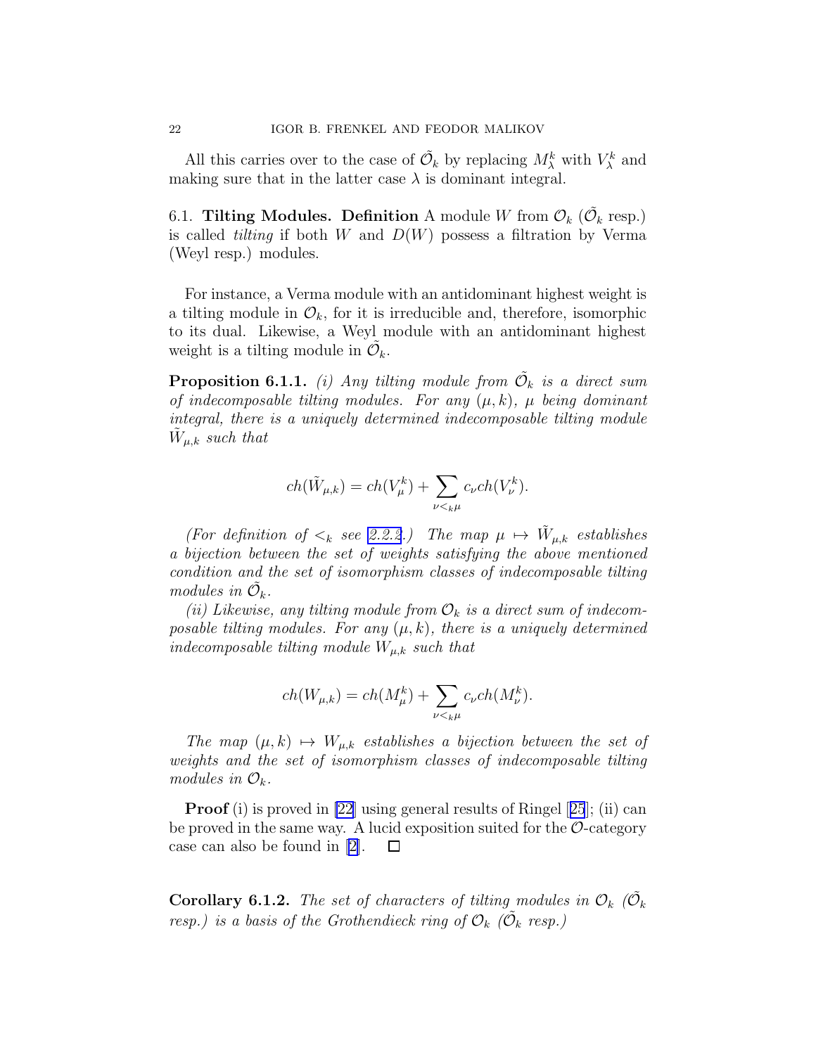All this carries over to the case of $\tilde{\mathcal{O}}_k$ by replacing $M^k_\lambda$ with $V^k_\lambda$ and making sure that in the latter case $\lambda$ is dominant integral.

6.1. **Tilting Modules. Definition** A module $W$ from $\mathcal{O}_k$ ($\tilde{\mathcal{O}}_k$ resp.) is called *tilting* if both $W$ and $D(W)$ possess a filtration by Verma (Weyl resp.) modules.

For instance, a Verma module with an antidominant highest weight is a tilting module in $\mathcal{O}_k$, for it is irreducible and, therefore, isomorphic to its dual. Likewise, a Weyl module with an antidominant highest weight is a tilting module in $\tilde{\mathcal{O}}_k$.

**Proposition 6.1.1.** *(i) Any tilting module from $\tilde{\mathcal{O}}_k$ is a direct sum of indecomposable tilting modules. For any $(\mu, k)$, $\mu$ being dominant integral, there is a uniquely determined indecomposable tilting module $\tilde{W}_{\mu,k}$ such that*

$$ch(\tilde{W}_{\mu,k}) = ch(V^k_\mu) + \sum_{\nu <_k \mu} c_\nu ch(V^k_\nu).$$

*(For definition of $<_k$ see 2.2.2.) The map $\mu \mapsto \tilde{W}_{\mu,k}$ establishes a bijection between the set of weights satisfying the above mentioned condition and the set of isomorphism classes of indecomposable tilting modules in $\tilde{\mathcal{O}}_k$.*

*(ii) Likewise, any tilting module from $\mathcal{O}_k$ is a direct sum of indecomposable tilting modules. For any $(\mu, k)$, there is a uniquely determined indecomposable tilting module $W_{\mu,k}$ such that*

$$ch(W_{\mu,k}) = ch(M^k_\mu) + \sum_{\nu <_k \mu} c_\nu ch(M^k_\nu).$$

*The map $(\mu, k) \mapsto W_{\mu,k}$ establishes a bijection between the set of weights and the set of isomorphism classes of indecomposable tilting modules in $\mathcal{O}_k$.*

**Proof** (i) is proved in [22] using general results of Ringel [25]; (ii) can be proved in the same way. A lucid exposition suited for the $\mathcal{O}$-category case can also be found in [2]. □

**Corollary 6.1.2.** *The set of characters of tilting modules in $\mathcal{O}_k$ ($\tilde{\mathcal{O}}_k$ resp.) is a basis of the Grothendieck ring of $\mathcal{O}_k$ ($\tilde{\mathcal{O}}_k$ resp.)*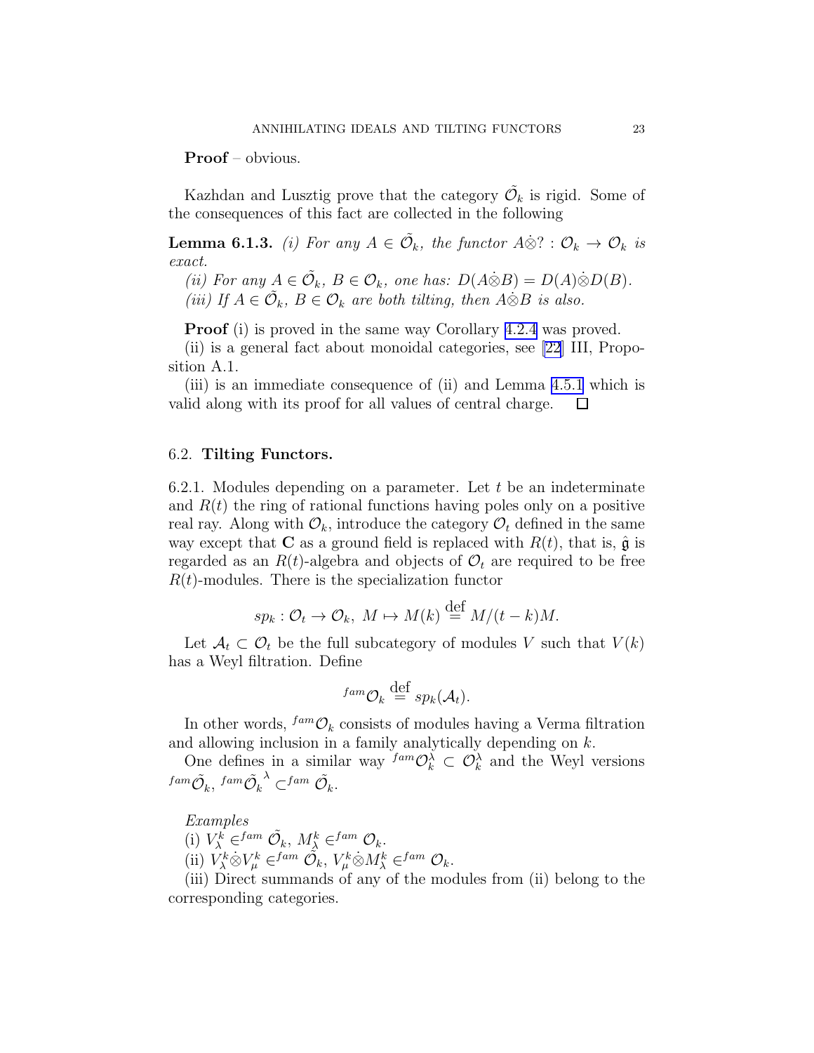**Proof** – obvious.

Kazhdan and Lusztig prove that the category $\tilde{\mathcal{O}}_k$ is rigid. Some of the consequences of this fact are collected in the following

**Lemma 6.1.3.** *(i) For any $A \in \tilde{\mathcal{O}}_k$, the functor $A\dot{\otimes}? : \mathcal{O}_k \to \mathcal{O}_k$ is exact.*

*(ii) For any $A \in \tilde{\mathcal{O}}_k$, $B \in \mathcal{O}_k$, one has: $D(A\dot{\otimes}B) = D(A)\dot{\otimes}D(B)$.*

*(iii) If $A \in \tilde{\mathcal{O}}_k$, $B \in \mathcal{O}_k$ are both tilting, then $A\dot{\otimes}B$ is also.*

**Proof** (i) is proved in the same way Corollary 4.2.4 was proved.

(ii) is a general fact about monoidal categories, see [22] III, Proposition A.1.

(iii) is an immediate consequence of (ii) and Lemma 4.5.1 which is valid along with its proof for all values of central charge. $\square$

## 6.2. **Tilting Functors.**

6.2.1. Modules depending on a parameter. Let $t$ be an indeterminate and $R(t)$ the ring of rational functions having poles only on a positive real ray. Along with $\mathcal{O}_k$, introduce the category $\mathcal{O}_t$ defined in the same way except that $\mathbf{C}$ as a ground field is replaced with $R(t)$, that is, $\hat{\mathfrak{g}}$ is regarded as an $R(t)$-algebra and objects of $\mathcal{O}_t$ are required to be free $R(t)$-modules. There is the specialization functor

$$sp_k : \mathcal{O}_t \to \mathcal{O}_k,\ M \mapsto M(k) \stackrel{\text{def}}{=} M/(t-k)M.$$

Let $\mathcal{A}_t \subset \mathcal{O}_t$ be the full subcategory of modules $V$ such that $V(k)$ has a Weyl filtration. Define

$$^{fam}\mathcal{O}_k \stackrel{\text{def}}{=} sp_k(\mathcal{A}_t).$$

In other words, $^{fam}\mathcal{O}_k$ consists of modules having a Verma filtration and allowing inclusion in a family analytically depending on $k$.

One defines in a similar way $^{fam}\mathcal{O}_k^\lambda \subset \mathcal{O}_k^\lambda$ and the Weyl versions $^{fam}\tilde{\mathcal{O}}_k$, $^{fam}\tilde{\mathcal{O}}_k^{\ \lambda} \subset^{fam} \tilde{\mathcal{O}}_k$.

*Examples*

(i) $V_\lambda^k \in^{fam} \tilde{\mathcal{O}}_k$, $M_{\hat{\lambda}}^k \in^{fam} \mathcal{O}_k$.

(ii) $V_\lambda^k\dot{\otimes}V_\mu^k \in^{fam} \tilde{\mathcal{O}}_k$, $V_\mu^k\dot{\otimes}M_\lambda^k \in^{fam} \mathcal{O}_k$.

(iii) Direct summands of any of the modules from (ii) belong to the corresponding categories.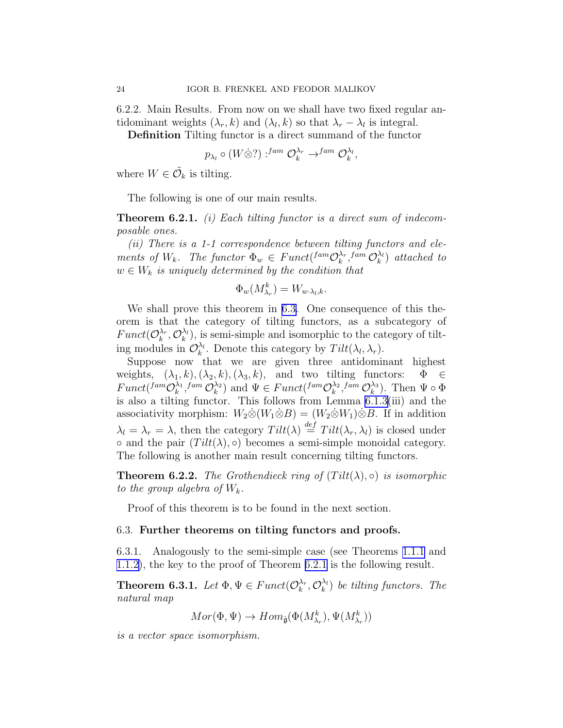6.2.2. Main Results. From now on we shall have two fixed regular antidominant weights $(\lambda_r, k)$ and $(\lambda_l, k)$ so that $\lambda_r - \lambda_l$ is integral.

**Definition** Tilting functor is a direct summand of the functor

$$p_{\lambda_l} \circ (W \dot{\otimes} ?) : {}^{fam}\mathcal{O}_k^{\lambda_r} \to {}^{fam}\mathcal{O}_k^{\lambda_l},$$

where $W \in \tilde{\mathcal{O}}_k$ is tilting.

The following is one of our main results.

**Theorem 6.2.1.** *(i) Each tilting functor is a direct sum of indecomposable ones.*

*(ii) There is a 1-1 correspondence between tilting functors and elements of $W_k$. The functor $\Phi_w \in Funct({}^{fam}\mathcal{O}_k^{\lambda_r}, {}^{fam}\mathcal{O}_k^{\lambda_l})$ attached to $w \in W_k$ is uniquely determined by the condition that*

$$\Phi_w(M_{\lambda_r}^k) = W_{w \cdot \lambda_l, k}.$$

We shall prove this theorem in 6.3. One consequence of this theorem is that the category of tilting functors, as a subcategory of $Funct(\mathcal{O}_k^{\lambda_r}, \mathcal{O}_k^{\lambda_l})$, is semi-simple and isomorphic to the category of tilting modules in $\mathcal{O}_k^{\lambda_l}$. Denote this category by $Tilt(\lambda_l, \lambda_r)$.

Suppose now that we are given three antidominant highest weights, $(\lambda_1, k), (\lambda_2, k), (\lambda_3, k)$, and two tilting functors: $\Phi \in Funct({}^{fam}\mathcal{O}_k^{\lambda_1}, {}^{fam}\mathcal{O}_k^{\lambda_2})$ and $\Psi \in Funct({}^{fam}\mathcal{O}_k^{\lambda_2}, {}^{fam}\mathcal{O}_k^{\lambda_3})$. Then $\Psi \circ \Phi$ is also a tilting functor. This follows from Lemma 6.1.3(iii) and the associativity morphism: $W_2 \dot{\otimes} (W_1 \dot{\otimes} B) = (W_2 \dot{\otimes} W_1) \dot{\otimes} B$. If in addition $\lambda_l = \lambda_r = \lambda$, then the category $Tilt(\lambda) \stackrel{def}{=} Tilt(\lambda_r, \lambda_l)$ is closed under $\circ$ and the pair $(Tilt(\lambda), \circ)$ becomes a semi-simple monoidal category. The following is another main result concerning tilting functors.

**Theorem 6.2.2.** *The Grothendieck ring of $(Tilt(\lambda), \circ)$ is isomorphic to the group algebra of $W_k$.*

Proof of this theorem is to be found in the next section.

## 6.3. **Further theorems on tilting functors and proofs.**

6.3.1. Analogously to the semi-simple case (see Theorems 1.1.1 and 1.1.2), the key to the proof of Theorem 6.2.1 is the following result.

**Theorem 6.3.1.** *Let $\Phi, \Psi \in Funct(\mathcal{O}_k^{\lambda_r}, \mathcal{O}_k^{\lambda_l})$ be tilting functors. The natural map*

$$Mor(\Phi, \Psi) \to Hom_{\hat{\mathfrak{g}}}(\Phi(M_{\lambda_r}^k), \Psi(M_{\lambda_r}^k))$$

*is a vector space isomorphism.*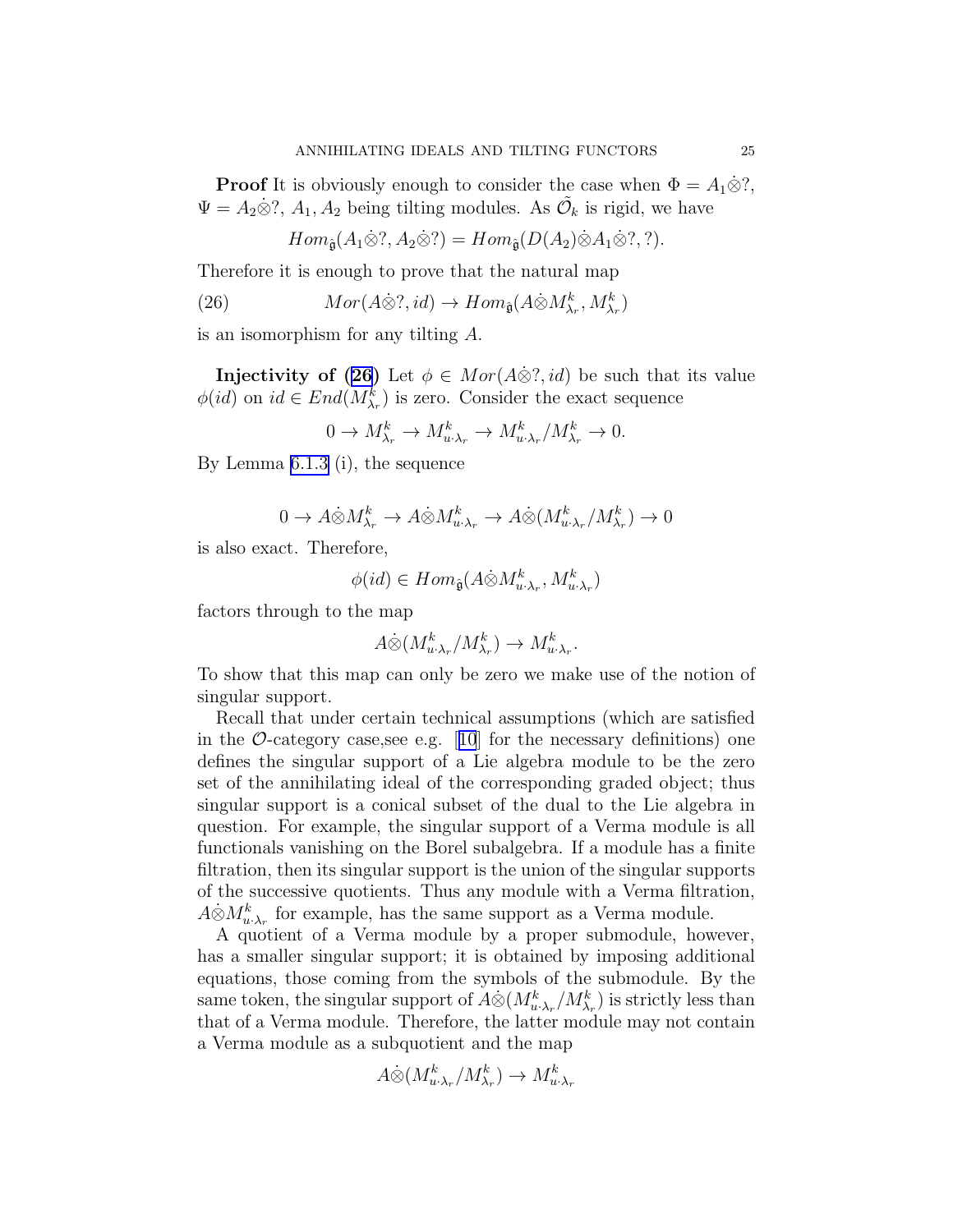**Proof** It is obviously enough to consider the case when $\Phi = A_1\dot{\otimes}?$, $\Psi = A_2\dot{\otimes}?$, $A_1, A_2$ being tilting modules. As $\tilde{\mathcal{O}}_k$ is rigid, we have

$$Hom_{\hat{\mathfrak{g}}}(A_1\dot{\otimes}?, A_2\dot{\otimes}?) = Hom_{\hat{\mathfrak{g}}}(D(A_2)\dot{\otimes}A_1\dot{\otimes}?, ?).$$

Therefore it is enough to prove that the natural map

$$Mor(A\dot{\otimes}?, id) \to Hom_{\hat{\mathfrak{g}}}(A\dot{\otimes}M^k_{\lambda_r}, M^k_{\lambda_r}) \tag{26}$$

is an isomorphism for any tilting $A$.

**Injectivity of (26)** Let $\phi \in Mor(A\dot{\otimes}?, id)$ be such that its value $\phi(id)$ on $id \in End(M^k_{\lambda_r})$ is zero. Consider the exact sequence

$$0 \to M^k_{\lambda_r} \to M^k_{u\cdot\lambda_r} \to M^k_{u\cdot\lambda_r}/M^k_{\lambda_r} \to 0.$$

By Lemma 6.1.3 (i), the sequence

$$0 \to A\dot{\otimes}M^k_{\lambda_r} \to A\dot{\otimes}M^k_{u\cdot\lambda_r} \to A\dot{\otimes}(M^k_{u\cdot\lambda_r}/M^k_{\lambda_r}) \to 0$$

is also exact. Therefore,

$$\phi(id) \in Hom_{\hat{\mathfrak{g}}}(A\dot{\otimes}M^k_{u\cdot\lambda_r}, M^k_{u\cdot\lambda_r})$$

factors through to the map

$$A\dot{\otimes}(M^k_{u\cdot\lambda_r}/M^k_{\lambda_r}) \to M^k_{u\cdot\lambda_r}.$$

To show that this map can only be zero we make use of the notion of singular support.

Recall that under certain technical assumptions (which are satisfied in the $\mathcal{O}$-category case,see e.g. [10] for the necessary definitions) one defines the singular support of a Lie algebra module to be the zero set of the annihilating ideal of the corresponding graded object; thus singular support is a conical subset of the dual to the Lie algebra in question. For example, the singular support of a Verma module is all functionals vanishing on the Borel subalgebra. If a module has a finite filtration, then its singular support is the union of the singular supports of the successive quotients. Thus any module with a Verma filtration, $A\dot{\otimes}M^k_{u\cdot\lambda_r}$ for example, has the same support as a Verma module.

A quotient of a Verma module by a proper submodule, however, has a smaller singular support; it is obtained by imposing additional equations, those coming from the symbols of the submodule. By the same token, the singular support of $A\dot{\otimes}(M^k_{u\cdot\lambda_r}/M^k_{\lambda_r})$ is strictly less than that of a Verma module. Therefore, the latter module may not contain a Verma module as a subquotient and the map

$$A\dot{\otimes}(M^k_{u\cdot\lambda_r}/M^k_{\lambda_r}) \to M^k_{u\cdot\lambda_r}$$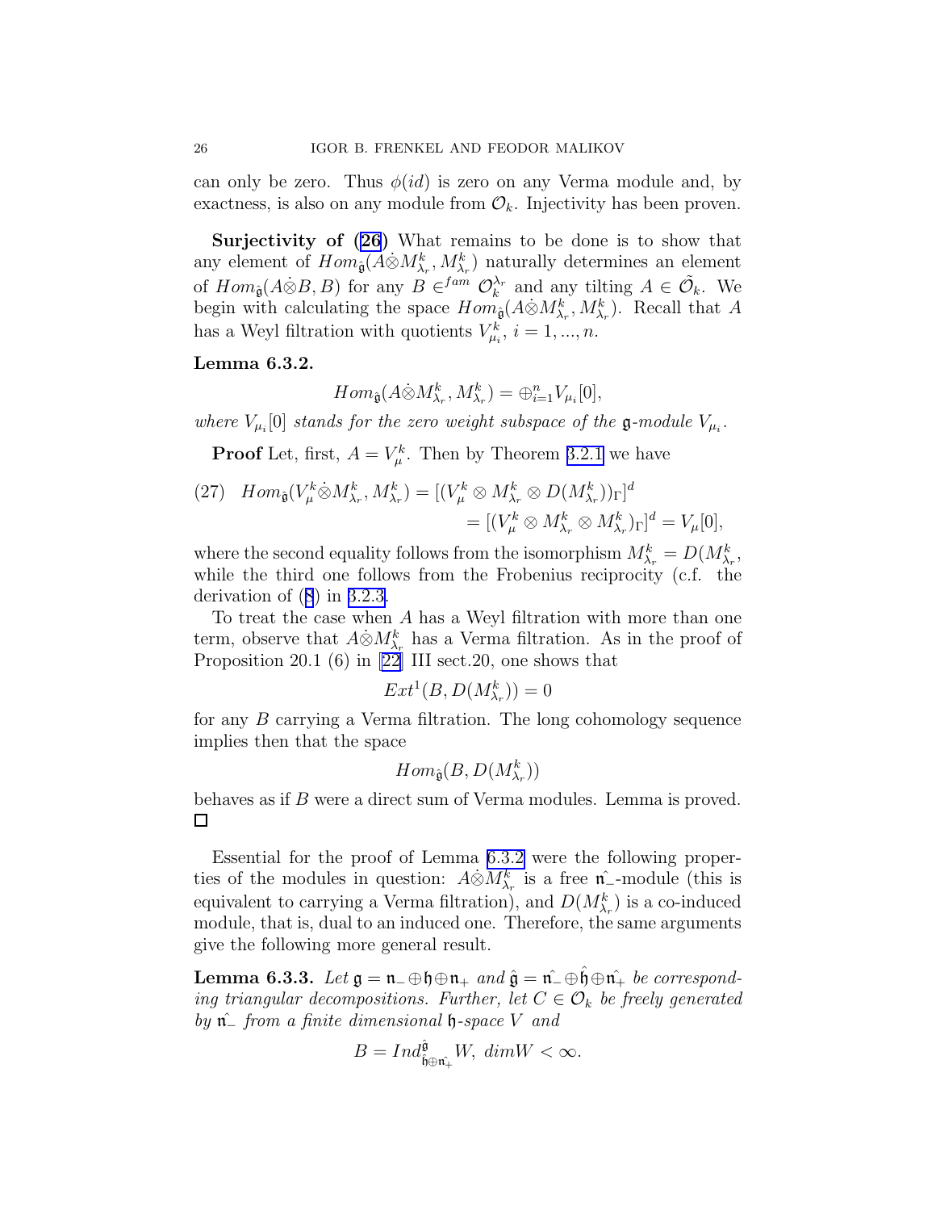can only be zero. Thus $\phi(id)$ is zero on any Verma module and, by exactness, is also on any module from $\mathcal{O}_k$. Injectivity has been proven.

**Surjectivity of (26)** What remains to be done is to show that any element of $Hom_{\hat{\mathfrak{g}}}(A\dot{\otimes}M^k_{\lambda_r}, M^k_{\lambda_r})$ naturally determines an element of $Hom_{\hat{\mathfrak{g}}}(A\dot{\otimes}B, B)$ for any $B \in^{fam} \mathcal{O}_k^{\lambda_r}$ and any tilting $A \in \tilde{\mathcal{O}}_k$. We begin with calculating the space $Hom_{\hat{\mathfrak{g}}}(A\dot{\otimes}M^k_{\lambda_r}, M^k_{\lambda_r})$. Recall that $A$ has a Weyl filtration with quotients $V^k_{\mu_i}$, $i = 1, ..., n$.

**Lemma 6.3.2.**

$$Hom_{\hat{\mathfrak{g}}}(A\dot{\otimes}M^k_{\lambda_r}, M^k_{\lambda_r}) = \oplus_{i=1}^n V_{\mu_i}[0],$$

*where $V_{\mu_i}[0]$ stands for the zero weight subspace of the $\mathfrak{g}$-module $V_{\mu_i}$.*

**Proof** Let, first, $A = V^k_\mu$. Then by Theorem 3.2.1 we have

$$\begin{aligned} (27) \quad Hom_{\hat{\mathfrak{g}}}(V^k_\mu\dot{\otimes}M^k_{\lambda_r}, M^k_{\lambda_r}) &= [(V^k_\mu \otimes M^k_{\lambda_r} \otimes D(M^k_{\lambda_r}))_\Gamma]^d \\ &= [(V^k_\mu \otimes M^k_{\lambda_r} \otimes M^k_{\lambda_r})_\Gamma]^d = V_\mu[0], \end{aligned}$$

where the second equality follows from the isomorphism $M^k_{\lambda_r} = D(M^k_{\lambda_r}$, while the third one follows from the Frobenius reciprocity (c.f. the derivation of (8) in 3.2.3.

To treat the case when $A$ has a Weyl filtration with more than one term, observe that $A\dot{\otimes}M^k_{\lambda_r}$ has a Verma filtration. As in the proof of Proposition 20.1 (6) in [22] III sect.20, one shows that

$$Ext^1(B, D(M^k_{\lambda_r})) = 0$$

for any $B$ carrying a Verma filtration. The long cohomology sequence implies then that the space

$$Hom_{\hat{\mathfrak{g}}}(B, D(M^k_{\lambda_r}))$$

behaves as if $B$ were a direct sum of Verma modules. Lemma is proved. $\square$

Essential for the proof of Lemma 6.3.2 were the following properties of the modules in question: $A\dot{\otimes}M^k_{\lambda_r}$ is a free $\hat{\mathfrak{n}_-}$-module (this is equivalent to carrying a Verma filtration), and $D(M^k_{\lambda_r})$ is a co-induced module, that is, dual to an induced one. Therefore, the same arguments give the following more general result.

**Lemma 6.3.3.** *Let $\mathfrak{g} = \mathfrak{n}_- \oplus \mathfrak{h} \oplus \mathfrak{n}_+$ and $\hat{\mathfrak{g}} = \hat{\mathfrak{n}_-} \oplus \hat{\mathfrak{h}} \oplus \hat{\mathfrak{n}_+}$ be corresponding triangular decompositions. Further, let $C \in \mathcal{O}_k$ be freely generated by $\hat{\mathfrak{n}_-}$ from a finite dimensional $\mathfrak{h}$-space $V$ and*

$$B = Ind^{\hat{\mathfrak{g}}}_{\hat{\mathfrak{h}}\oplus\hat{\mathfrak{n}_+}} W, \; dim W < \infty.$$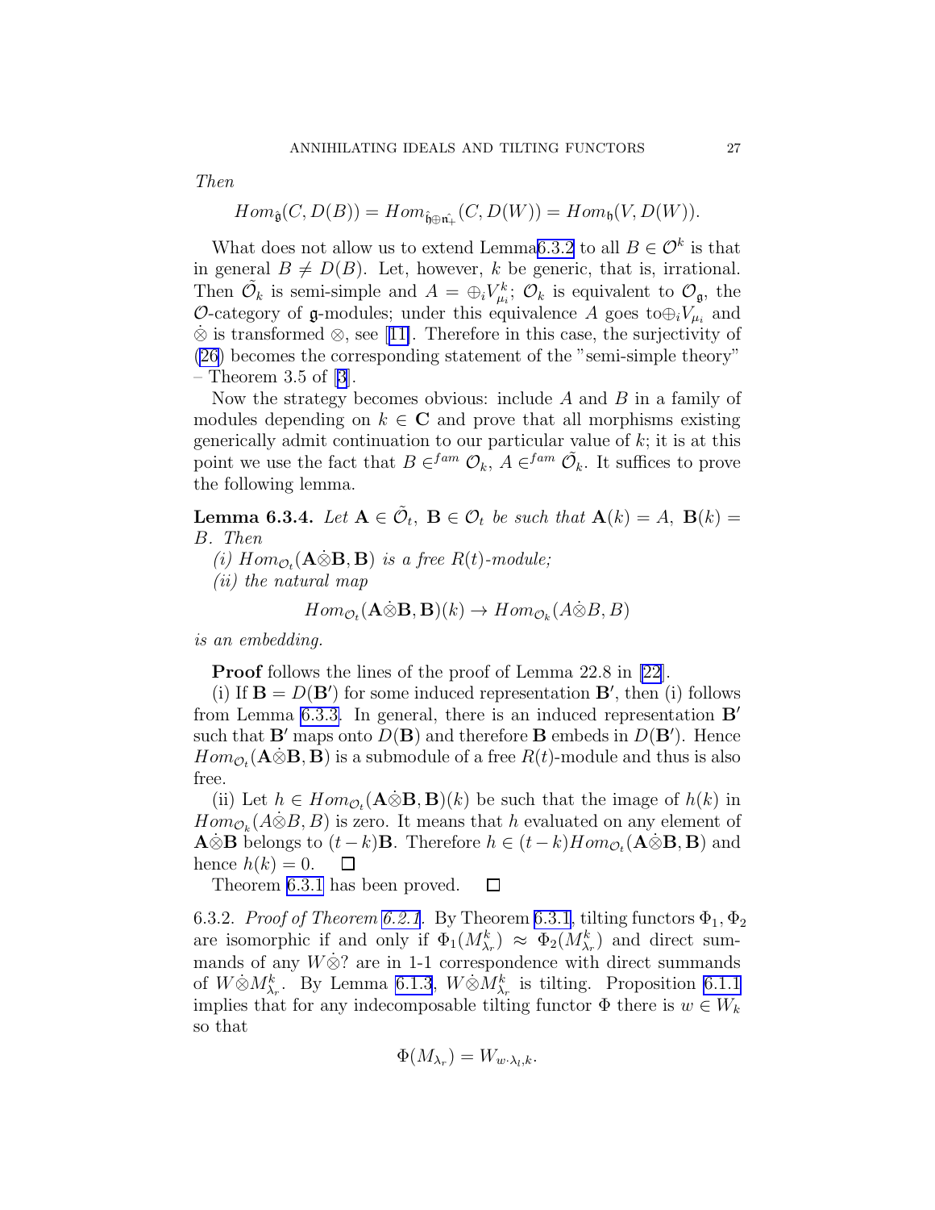*Then*

$$Hom_{\hat{\mathfrak{g}}}(C, D(B)) = Hom_{\hat{\mathfrak{h}}\oplus\hat{\mathfrak{n}_+}}(C, D(W)) = Hom_{\mathfrak{h}}(V, D(W)).$$

What does not allow us to extend Lemma6.3.2 to all $B \in \mathcal{O}^k$ is that in general $B \neq D(B)$. Let, however, $k$ be generic, that is, irrational. Then $\tilde{\mathcal{O}}_k$ is semi-simple and $A = \oplus_i V^k_{\mu_i}$; $\mathcal{O}_k$ is equivalent to $\mathcal{O}_{\mathfrak{g}}$, the $\mathcal{O}$-category of $\mathfrak{g}$-modules; under this equivalence $A$ goes to$\oplus_i V_{\mu_i}$ and $\dot{\otimes}$ is transformed $\otimes$, see [11]. Therefore in this case, the surjectivity of (26) becomes the corresponding statement of the "semi-simple theory" – Theorem 3.5 of [3].

Now the strategy becomes obvious: include $A$ and $B$ in a family of modules depending on $k \in \mathbf{C}$ and prove that all morphisms existing generically admit continuation to our particular value of $k$; it is at this point we use the fact that $B \in^{fam} \mathcal{O}_k$, $A \in^{fam} \tilde{\mathcal{O}}_k$. It suffices to prove the following lemma.

**Lemma 6.3.4.** *Let $\mathbf{A} \in \tilde{\mathcal{O}}_t$, $\mathbf{B} \in \mathcal{O}_t$ be such that $\mathbf{A}(k) = A$, $\mathbf{B}(k) = B$. Then*

*(i) $Hom_{\mathcal{O}_t}(\mathbf{A}\dot{\otimes}\mathbf{B}, \mathbf{B})$ is a free $R(t)$-module;*

*(ii) the natural map*

$$Hom_{\mathcal{O}_t}(\mathbf{A}\dot{\otimes}\mathbf{B}, \mathbf{B})(k) \to Hom_{\mathcal{O}_k}(A\dot{\otimes}B, B)$$

*is an embedding.*

**Proof** follows the lines of the proof of Lemma 22.8 in [22].

(i) If $\mathbf{B} = D(\mathbf{B}')$ for some induced representation $\mathbf{B}'$, then (i) follows from Lemma 6.3.3. In general, there is an induced representation $\mathbf{B}'$ such that $\mathbf{B}'$ maps onto $D(\mathbf{B})$ and therefore $\mathbf{B}$ embeds in $D(\mathbf{B}')$. Hence $Hom_{\mathcal{O}_t}(\mathbf{A}\dot{\otimes}\mathbf{B}, \mathbf{B})$ is a submodule of a free $R(t)$-module and thus is also free.

(ii) Let $h \in Hom_{\mathcal{O}_t}(\mathbf{A}\dot{\otimes}\mathbf{B}, \mathbf{B})(k)$ be such that the image of $h(k)$ in $Hom_{\mathcal{O}_k}(A\dot{\otimes}B, B)$ is zero. It means that $h$ evaluated on any element of $\mathbf{A}\dot{\otimes}\mathbf{B}$ belongs to $(t-k)\mathbf{B}$. Therefore $h \in (t-k)Hom_{\mathcal{O}_t}(\mathbf{A}\dot{\otimes}\mathbf{B}, \mathbf{B})$ and hence $h(k) = 0$. □

Theorem 6.3.1 has been proved. □

6.3.2. *Proof of Theorem 6.2.1.* By Theorem 6.3.1, tilting functors $\Phi_1, \Phi_2$ are isomorphic if and only if $\Phi_1(M^k_{\lambda_r}) \approx \Phi_2(M^k_{\lambda_r})$ and direct summands of any $W\dot{\otimes}?$ are in 1-1 correspondence with direct summands of $W\dot{\otimes}M^k_{\lambda_r}$. By Lemma 6.1.3, $W\dot{\otimes}M^k_{\lambda_r}$ is tilting. Proposition 6.1.1 implies that for any indecomposable tilting functor $\Phi$ there is $w \in W_k$ so that

$$\Phi(M_{\lambda_r}) = W_{w\cdot\lambda_l,k}.$$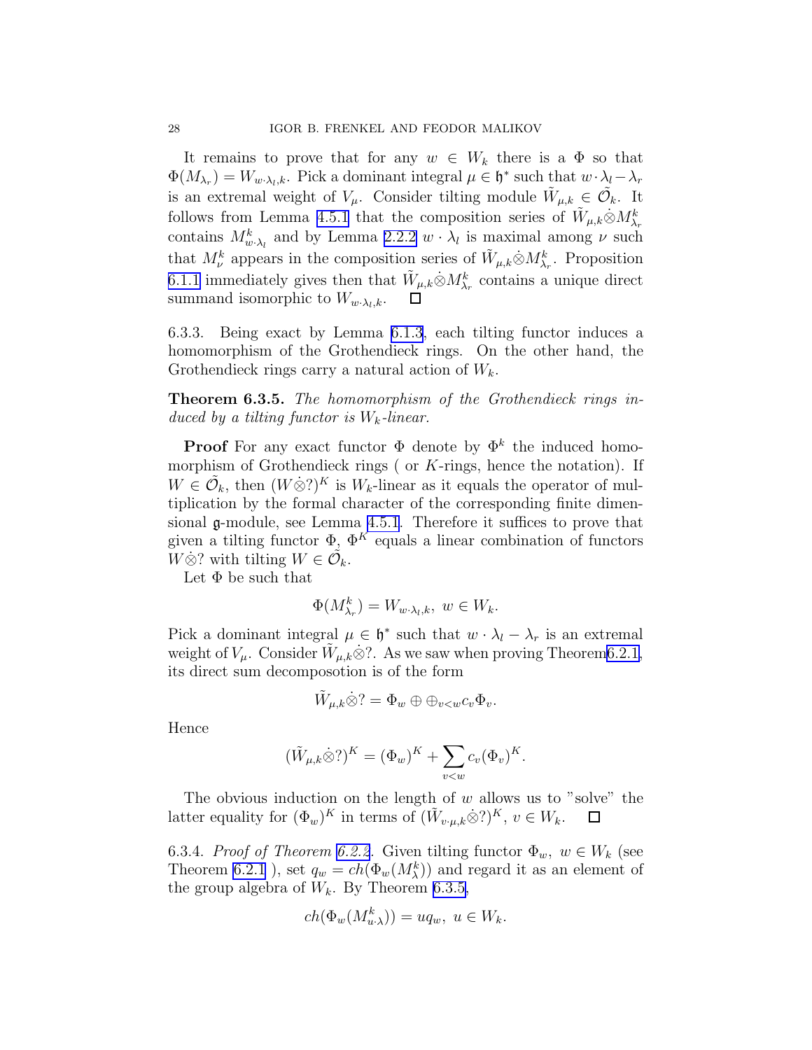It remains to prove that for any $w \in W_k$ there is a $\Phi$ so that $\Phi(M_{\lambda_r}) = W_{w\cdot\lambda_l,k}$. Pick a dominant integral $\mu \in \mathfrak{h}^*$ such that $w\cdot\lambda_l - \lambda_r$ is an extremal weight of $V_\mu$. Consider tilting module $\tilde{W}_{\mu,k} \in \tilde{\mathcal{O}}_k$. It follows from Lemma 4.5.1 that the composition series of $\tilde{W}_{\mu,k}\dot{\otimes}M^k_{\lambda_r}$ contains $M^k_{w\cdot\lambda_l}$ and by Lemma 2.2.2 $w\cdot\lambda_l$ is maximal among $\nu$ such that $M^k_\nu$ appears in the composition series of $\tilde{W}_{\mu,k}\dot{\otimes}M^k_{\lambda_r}$. Proposition 6.1.1 immediately gives then that $\tilde{W}_{\mu,k}\dot{\otimes}M^k_{\lambda_r}$ contains a unique direct summand isomorphic to $W_{w\cdot\lambda_l,k}$. $\square$

6.3.3. Being exact by Lemma 6.1.3, each tilting functor induces a homomorphism of the Grothendieck rings. On the other hand, the Grothendieck rings carry a natural action of $W_k$.

**Theorem 6.3.5.** *The homomorphism of the Grothendieck rings induced by a tilting functor is $W_k$-linear.*

**Proof** For any exact functor $\Phi$ denote by $\Phi^k$ the induced homomorphism of Grothendieck rings ( or $K$-rings, hence the notation). If $W \in \tilde{\mathcal{O}}_k$, then $(W\dot{\otimes}?)^K$ is $W_k$-linear as it equals the operator of multiplication by the formal character of the corresponding finite dimensional $\mathfrak{g}$-module, see Lemma 4.5.1. Therefore it suffices to prove that given a tilting functor $\Phi$, $\Phi^K$ equals a linear combination of functors $W\dot{\otimes}?$ with tilting $W \in \tilde{\mathcal{O}}_k$.

Let $\Phi$ be such that

$$\Phi(M^k_{\lambda_r}) = W_{w\cdot\lambda_l,k},\ w \in W_k.$$

Pick a dominant integral $\mu \in \mathfrak{h}^*$ such that $w\cdot\lambda_l - \lambda_r$ is an extremal weight of $V_\mu$. Consider $\tilde{W}_{\mu,k}\dot{\otimes}?$. As we saw when proving Theorem6.2.1, its direct sum decomposotion is of the form

$$\tilde{W}_{\mu,k}\dot{\otimes}? = \Phi_w \oplus \oplus_{v<w} c_v\Phi_v.$$

Hence

$$(\tilde{W}_{\mu,k}\dot{\otimes}?)^K = (\Phi_w)^K + \sum_{v<w} c_v(\Phi_v)^K.$$

The obvious induction on the length of $w$ allows us to "solve" the latter equality for $(\Phi_w)^K$ in terms of $(\tilde{W}_{v\cdot\mu,k}\dot{\otimes}?)^K$, $v \in W_k$. $\square$

6.3.4. *Proof of Theorem 6.2.2*. Given tilting functor $\Phi_w$, $w \in W_k$ (see Theorem 6.2.1 ), set $q_w = ch(\Phi_w(M^k_\lambda))$ and regard it as an element of the group algebra of $W_k$. By Theorem 6.3.5,

$$ch(\Phi_w(M^k_{u\cdot\lambda})) = uq_w,\ u \in W_k.$$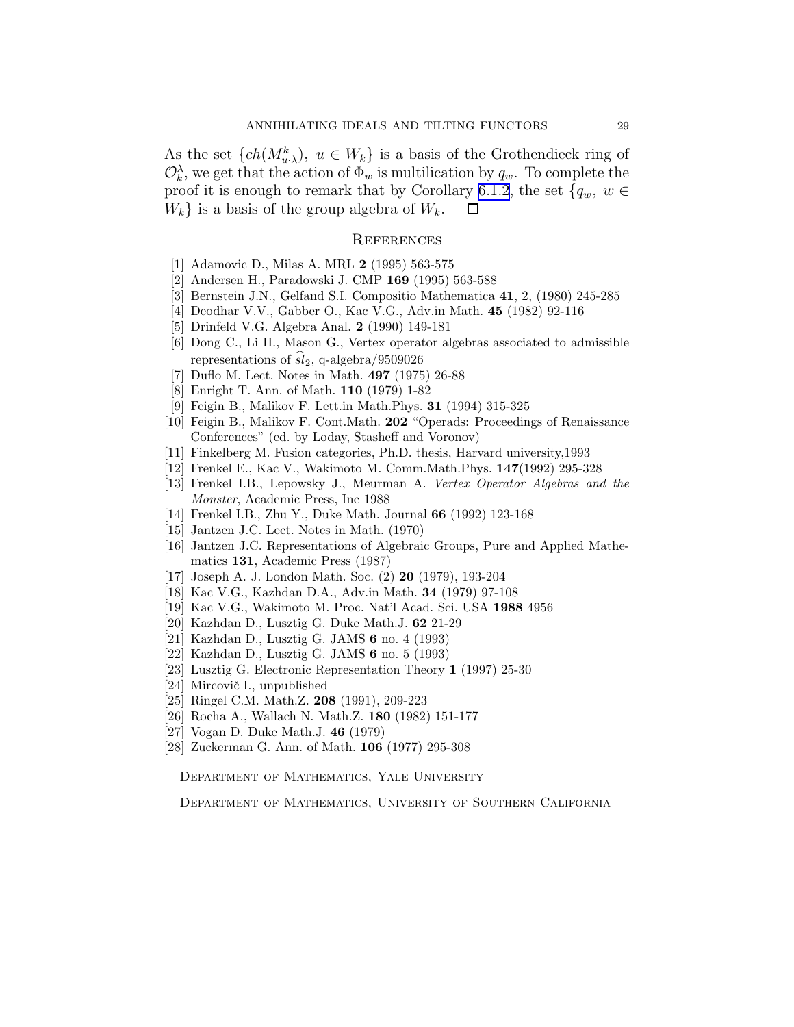As the set $\{ch(M^k_{u\cdot\lambda}),\ u \in W_k\}$ is a basis of the Grothendieck ring of $\mathcal{O}^\lambda_k$, we get that the action of $\Phi_w$ is multilication by $q_w$. To complete the proof it is enough to remark that by Corollary 6.1.2, the set $\{q_w,\ w \in W_k\}$ is a basis of the group algebra of $W_k$. $\square$

## References

[1] Adamovic D., Milas A. MRL **2** (1995) 563-575

[2] Andersen H., Paradowski J. CMP **169** (1995) 563-588

[3] Bernstein J.N., Gelfand S.I. Compositio Mathematica **41**, 2, (1980) 245-285

[4] Deodhar V.V., Gabber O., Kac V.G., Adv.in Math. **45** (1982) 92-116

[5] Drinfeld V.G. Algebra Anal. **2** (1990) 149-181

[6] Dong C., Li H., Mason G., Vertex operator algebras associated to admissible representations of $\widehat{sl}_2$, q-algebra/9509026

[7] Duflo M. Lect. Notes in Math. **497** (1975) 26-88

[8] Enright T. Ann. of Math. **110** (1979) 1-82

[9] Feigin B., Malikov F. Lett.in Math.Phys. **31** (1994) 315-325

[10] Feigin B., Malikov F. Cont.Math. **202** "Operads: Proceedings of Renaissance Conferences" (ed. by Loday, Stasheff and Voronov)

[11] Finkelberg M. Fusion categories, Ph.D. thesis, Harvard university,1993

[12] Frenkel E., Kac V., Wakimoto M. Comm.Math.Phys. **147**(1992) 295-328

[13] Frenkel I.B., Lepowsky J., Meurman A. *Vertex Operator Algebras and the Monster*, Academic Press, Inc 1988

[14] Frenkel I.B., Zhu Y., Duke Math. Journal **66** (1992) 123-168

[15] Jantzen J.C. Lect. Notes in Math. (1970)

[16] Jantzen J.C. Representations of Algebraic Groups, Pure and Applied Mathematics **131**, Academic Press (1987)

[17] Joseph A. J. London Math. Soc. (2) **20** (1979), 193-204

[18] Kac V.G., Kazhdan D.A., Adv.in Math. **34** (1979) 97-108

[19] Kac V.G., Wakimoto M. Proc. Nat'l Acad. Sci. USA **1988** 4956

[20] Kazhdan D., Lusztig G. Duke Math.J. **62** 21-29

[21] Kazhdan D., Lusztig G. JAMS **6** no. 4 (1993)

[22] Kazhdan D., Lusztig G. JAMS **6** no. 5 (1993)

[23] Lusztig G. Electronic Representation Theory **1** (1997) 25-30

[24] Mircovič I., unpublished

[25] Ringel C.M. Math.Z. **208** (1991), 209-223

[26] Rocha A., Wallach N. Math.Z. **180** (1982) 151-177

[27] Vogan D. Duke Math.J. **46** (1979)

[28] Zuckerman G. Ann. of Math. **106** (1977) 295-308

Department of Mathematics, Yale University

Department of Mathematics, University of Southern California